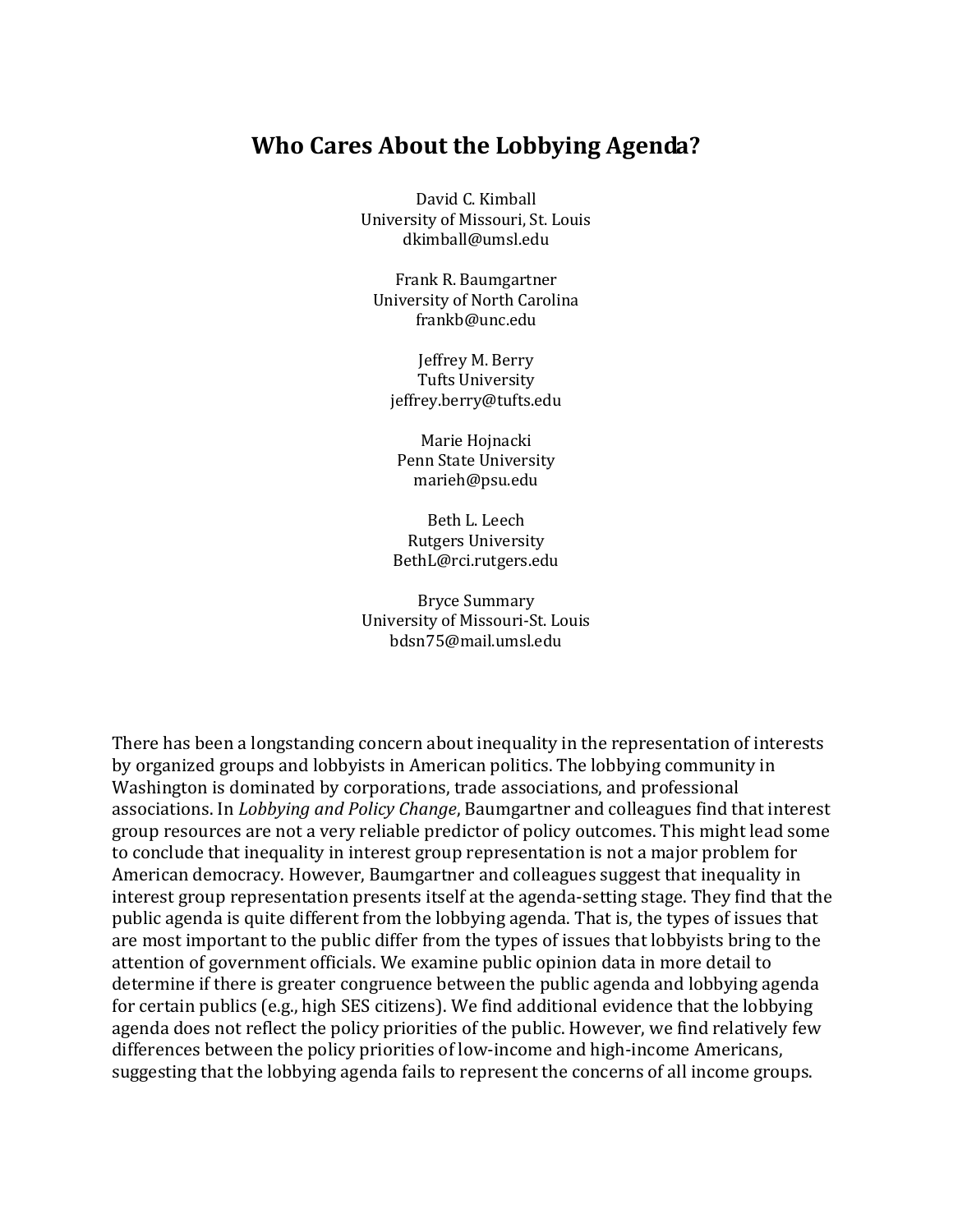# Who Cares About the Lobbying Agenda?

David C. Kimball
University of Missouri, St. Louis
dkimball@umsl.edu

Frank R. Baumgartner
University of North Carolina
frankb@unc.edu

Jeffrey M. Berry
Tufts University
jeffrey.berry@tufts.edu

Marie Hojnacki
Penn State University
marieh@psu.edu

Beth L. Leech
Rutgers University
BethL@rci.rutgers.edu

Bryce Summary
University of Missouri-St. Louis
bdsn75@mail.umsl.edu

There has been a longstanding concern about inequality in the representation of interests by organized groups and lobbyists in American politics. The lobbying community in Washington is dominated by corporations, trade associations, and professional associations. In *Lobbying and Policy Change*, Baumgartner and colleagues find that interest group resources are not a very reliable predictor of policy outcomes. This might lead some to conclude that inequality in interest group representation is not a major problem for American democracy. However, Baumgartner and colleagues suggest that inequality in interest group representation presents itself at the agenda-setting stage. They find that the public agenda is quite different from the lobbying agenda. That is, the types of issues that are most important to the public differ from the types of issues that lobbyists bring to the attention of government officials. We examine public opinion data in more detail to determine if there is greater congruence between the public agenda and lobbying agenda for certain publics (e.g., high SES citizens). We find additional evidence that the lobbying agenda does not reflect the policy priorities of the public. However, we find relatively few differences between the policy priorities of low-income and high-income Americans, suggesting that the lobbying agenda fails to represent the concerns of all income groups.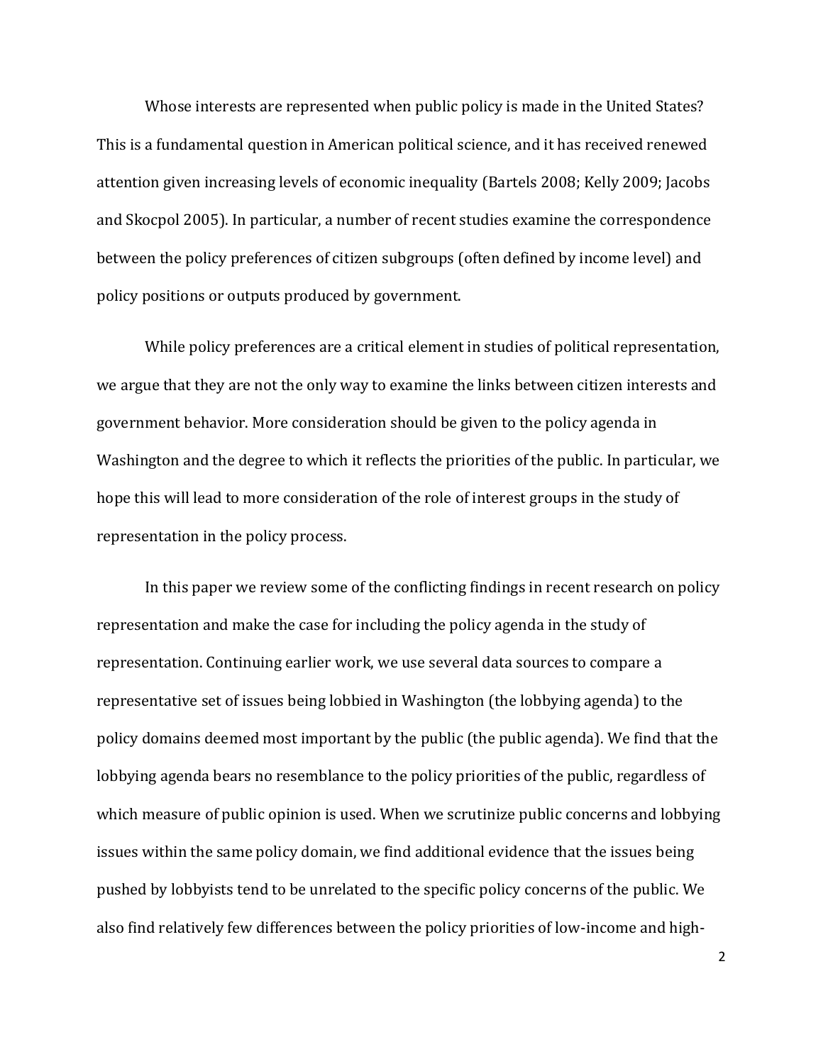Whose interests are represented when public policy is made in the United States? This is a fundamental question in American political science, and it has received renewed attention given increasing levels of economic inequality (Bartels 2008; Kelly 2009; Jacobs and Skocpol 2005). In particular, a number of recent studies examine the correspondence between the policy preferences of citizen subgroups (often defined by income level) and policy positions or outputs produced by government.

While policy preferences are a critical element in studies of political representation, we argue that they are not the only way to examine the links between citizen interests and government behavior. More consideration should be given to the policy agenda in Washington and the degree to which it reflects the priorities of the public. In particular, we hope this will lead to more consideration of the role of interest groups in the study of representation in the policy process.

In this paper we review some of the conflicting findings in recent research on policy representation and make the case for including the policy agenda in the study of representation. Continuing earlier work, we use several data sources to compare a representative set of issues being lobbied in Washington (the lobbying agenda) to the policy domains deemed most important by the public (the public agenda). We find that the lobbying agenda bears no resemblance to the policy priorities of the public, regardless of which measure of public opinion is used. When we scrutinize public concerns and lobbying issues within the same policy domain, we find additional evidence that the issues being pushed by lobbyists tend to be unrelated to the specific policy concerns of the public. We also find relatively few differences between the policy priorities of low-income and high-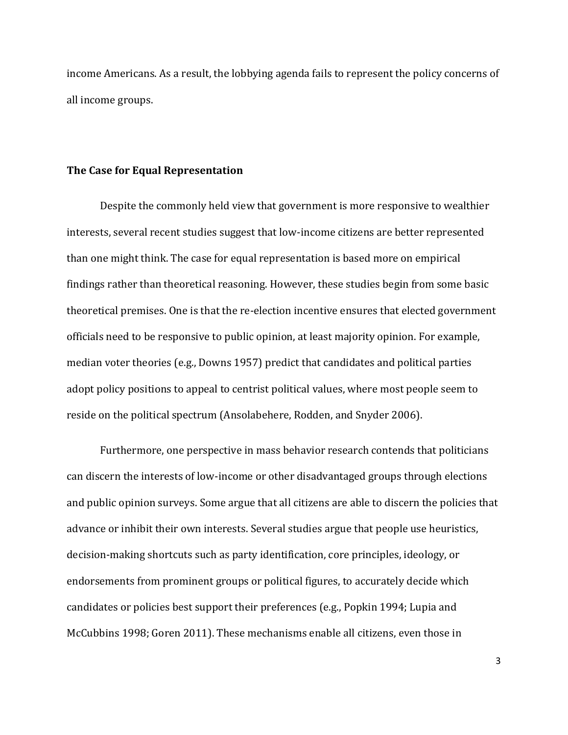income Americans. As a result, the lobbying agenda fails to represent the policy concerns of all income groups.

## The Case for Equal Representation

Despite the commonly held view that government is more responsive to wealthier interests, several recent studies suggest that low-income citizens are better represented than one might think. The case for equal representation is based more on empirical findings rather than theoretical reasoning. However, these studies begin from some basic theoretical premises. One is that the re-election incentive ensures that elected government officials need to be responsive to public opinion, at least majority opinion. For example, median voter theories (e.g., Downs 1957) predict that candidates and political parties adopt policy positions to appeal to centrist political values, where most people seem to reside on the political spectrum (Ansolabehere, Rodden, and Snyder 2006).

Furthermore, one perspective in mass behavior research contends that politicians can discern the interests of low-income or other disadvantaged groups through elections and public opinion surveys. Some argue that all citizens are able to discern the policies that advance or inhibit their own interests. Several studies argue that people use heuristics, decision-making shortcuts such as party identification, core principles, ideology, or endorsements from prominent groups or political figures, to accurately decide which candidates or policies best support their preferences (e.g., Popkin 1994; Lupia and McCubbins 1998; Goren 2011). These mechanisms enable all citizens, even those in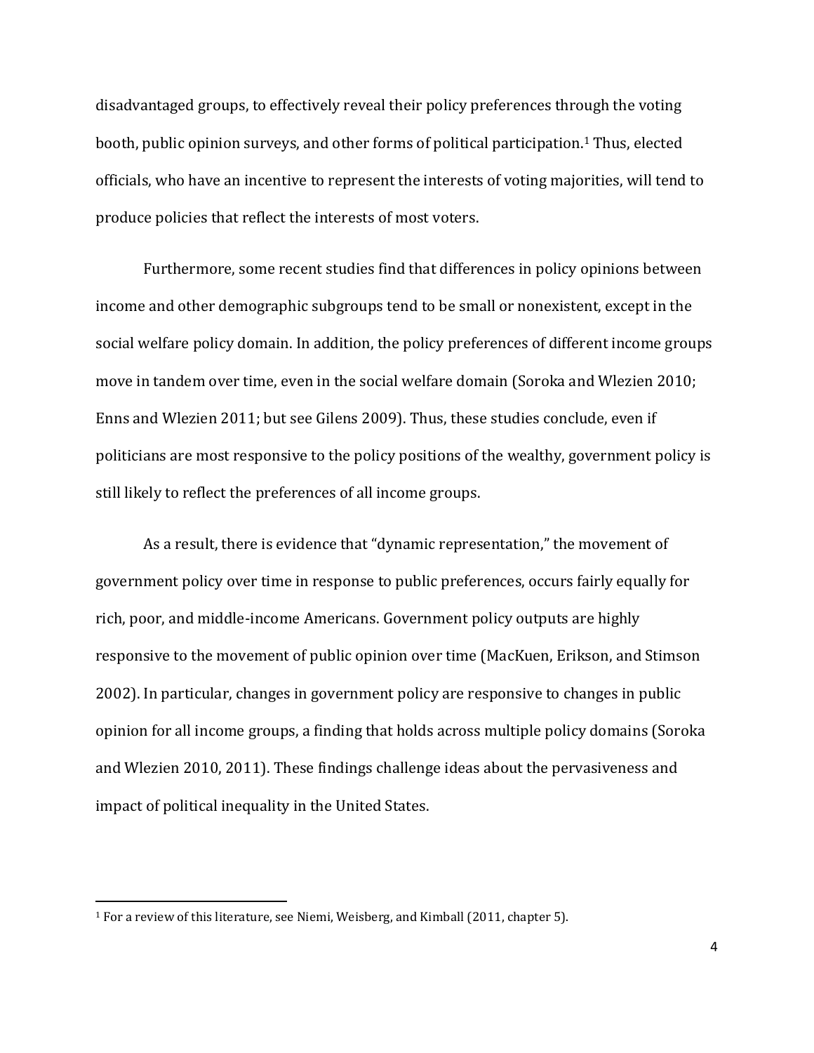disadvantaged groups, to effectively reveal their policy preferences through the voting booth, public opinion surveys, and other forms of political participation.[1] Thus, elected officials, who have an incentive to represent the interests of voting majorities, will tend to produce policies that reflect the interests of most voters.

Furthermore, some recent studies find that differences in policy opinions between income and other demographic subgroups tend to be small or nonexistent, except in the social welfare policy domain. In addition, the policy preferences of different income groups move in tandem over time, even in the social welfare domain (Soroka and Wlezien 2010; Enns and Wlezien 2011; but see Gilens 2009). Thus, these studies conclude, even if politicians are most responsive to the policy positions of the wealthy, government policy is still likely to reflect the preferences of all income groups.

As a result, there is evidence that "dynamic representation," the movement of government policy over time in response to public preferences, occurs fairly equally for rich, poor, and middle-income Americans. Government policy outputs are highly responsive to the movement of public opinion over time (MacKuen, Erikson, and Stimson 2002). In particular, changes in government policy are responsive to changes in public opinion for all income groups, a finding that holds across multiple policy domains (Soroka and Wlezien 2010, 2011). These findings challenge ideas about the pervasiveness and impact of political inequality in the United States.

[1] For a review of this literature, see Niemi, Weisberg, and Kimball (2011, chapter 5).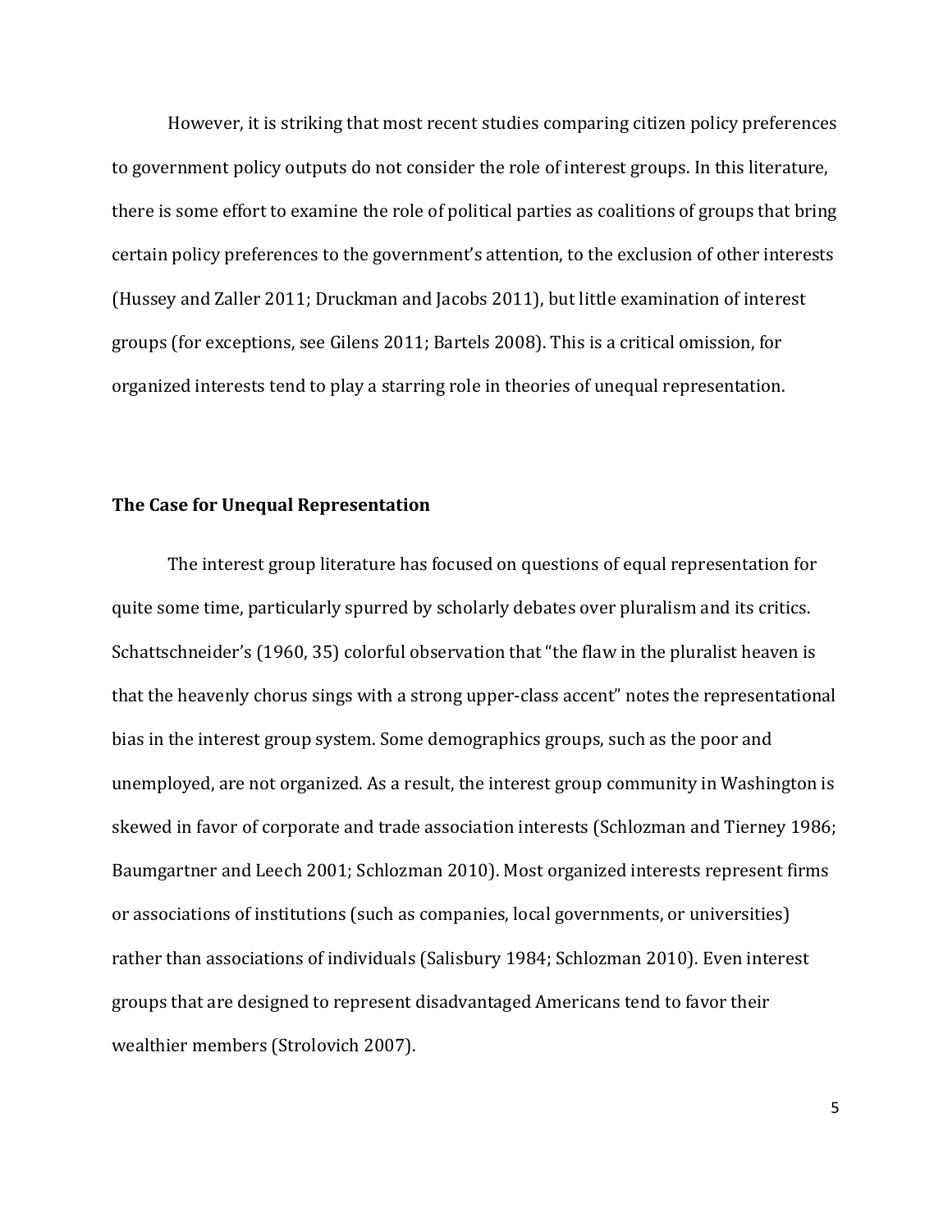However, it is striking that most recent studies comparing citizen policy preferences to government policy outputs do not consider the role of interest groups. In this literature, there is some effort to examine the role of political parties as coalitions of groups that bring certain policy preferences to the government's attention, to the exclusion of other interests (Hussey and Zaller 2011; Druckman and Jacobs 2011), but little examination of interest groups (for exceptions, see Gilens 2011; Bartels 2008). This is a critical omission, for organized interests tend to play a starring role in theories of unequal representation.

## The Case for Unequal Representation

The interest group literature has focused on questions of equal representation for quite some time, particularly spurred by scholarly debates over pluralism and its critics. Schattschneider's (1960, 35) colorful observation that "the flaw in the pluralist heaven is that the heavenly chorus sings with a strong upper-class accent" notes the representational bias in the interest group system. Some demographics groups, such as the poor and unemployed, are not organized. As a result, the interest group community in Washington is skewed in favor of corporate and trade association interests (Schlozman and Tierney 1986; Baumgartner and Leech 2001; Schlozman 2010). Most organized interests represent firms or associations of institutions (such as companies, local governments, or universities) rather than associations of individuals (Salisbury 1984; Schlozman 2010). Even interest groups that are designed to represent disadvantaged Americans tend to favor their wealthier members (Strolovich 2007).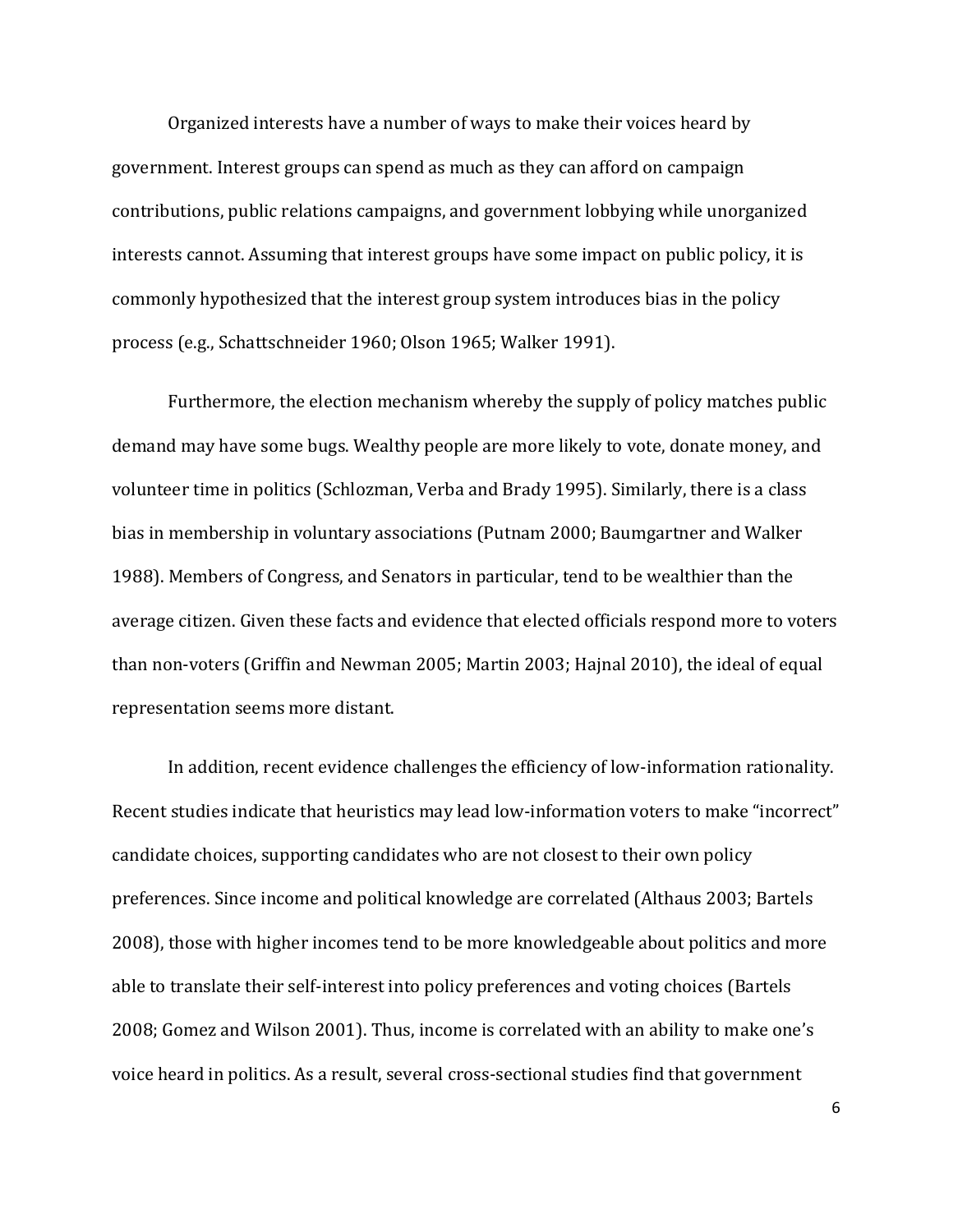Organized interests have a number of ways to make their voices heard by government. Interest groups can spend as much as they can afford on campaign contributions, public relations campaigns, and government lobbying while unorganized interests cannot. Assuming that interest groups have some impact on public policy, it is commonly hypothesized that the interest group system introduces bias in the policy process (e.g., Schattschneider 1960; Olson 1965; Walker 1991).

Furthermore, the election mechanism whereby the supply of policy matches public demand may have some bugs. Wealthy people are more likely to vote, donate money, and volunteer time in politics (Schlozman, Verba and Brady 1995). Similarly, there is a class bias in membership in voluntary associations (Putnam 2000; Baumgartner and Walker 1988). Members of Congress, and Senators in particular, tend to be wealthier than the average citizen. Given these facts and evidence that elected officials respond more to voters than non-voters (Griffin and Newman 2005; Martin 2003; Hajnal 2010), the ideal of equal representation seems more distant.

In addition, recent evidence challenges the efficiency of low-information rationality. Recent studies indicate that heuristics may lead low-information voters to make "incorrect" candidate choices, supporting candidates who are not closest to their own policy preferences. Since income and political knowledge are correlated (Althaus 2003; Bartels 2008), those with higher incomes tend to be more knowledgeable about politics and more able to translate their self-interest into policy preferences and voting choices (Bartels 2008; Gomez and Wilson 2001). Thus, income is correlated with an ability to make one's voice heard in politics. As a result, several cross-sectional studies find that government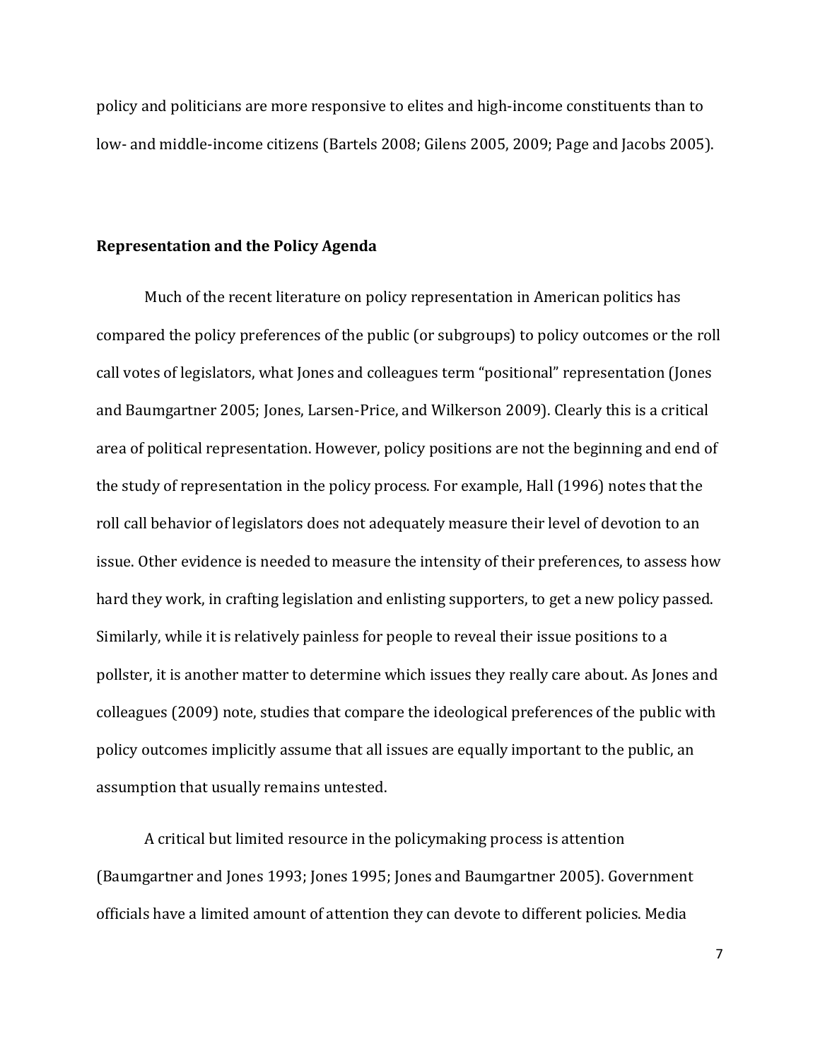policy and politicians are more responsive to elites and high-income constituents than to low- and middle-income citizens (Bartels 2008; Gilens 2005, 2009; Page and Jacobs 2005).

## Representation and the Policy Agenda

Much of the recent literature on policy representation in American politics has compared the policy preferences of the public (or subgroups) to policy outcomes or the roll call votes of legislators, what Jones and colleagues term "positional" representation (Jones and Baumgartner 2005; Jones, Larsen-Price, and Wilkerson 2009). Clearly this is a critical area of political representation. However, policy positions are not the beginning and end of the study of representation in the policy process. For example, Hall (1996) notes that the roll call behavior of legislators does not adequately measure their level of devotion to an issue. Other evidence is needed to measure the intensity of their preferences, to assess how hard they work, in crafting legislation and enlisting supporters, to get a new policy passed. Similarly, while it is relatively painless for people to reveal their issue positions to a pollster, it is another matter to determine which issues they really care about. As Jones and colleagues (2009) note, studies that compare the ideological preferences of the public with policy outcomes implicitly assume that all issues are equally important to the public, an assumption that usually remains untested.

A critical but limited resource in the policymaking process is attention (Baumgartner and Jones 1993; Jones 1995; Jones and Baumgartner 2005). Government officials have a limited amount of attention they can devote to different policies. Media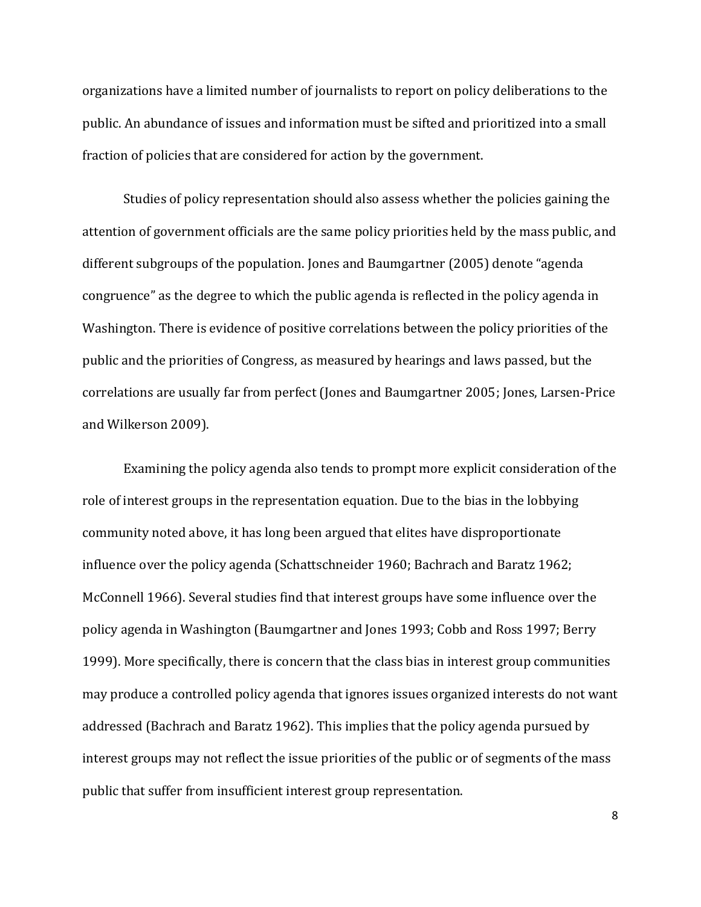organizations have a limited number of journalists to report on policy deliberations to the public. An abundance of issues and information must be sifted and prioritized into a small fraction of policies that are considered for action by the government.

Studies of policy representation should also assess whether the policies gaining the attention of government officials are the same policy priorities held by the mass public, and different subgroups of the population. Jones and Baumgartner (2005) denote "agenda congruence" as the degree to which the public agenda is reflected in the policy agenda in Washington. There is evidence of positive correlations between the policy priorities of the public and the priorities of Congress, as measured by hearings and laws passed, but the correlations are usually far from perfect (Jones and Baumgartner 2005; Jones, Larsen-Price and Wilkerson 2009).

Examining the policy agenda also tends to prompt more explicit consideration of the role of interest groups in the representation equation. Due to the bias in the lobbying community noted above, it has long been argued that elites have disproportionate influence over the policy agenda (Schattschneider 1960; Bachrach and Baratz 1962; McConnell 1966). Several studies find that interest groups have some influence over the policy agenda in Washington (Baumgartner and Jones 1993; Cobb and Ross 1997; Berry 1999). More specifically, there is concern that the class bias in interest group communities may produce a controlled policy agenda that ignores issues organized interests do not want addressed (Bachrach and Baratz 1962). This implies that the policy agenda pursued by interest groups may not reflect the issue priorities of the public or of segments of the mass public that suffer from insufficient interest group representation.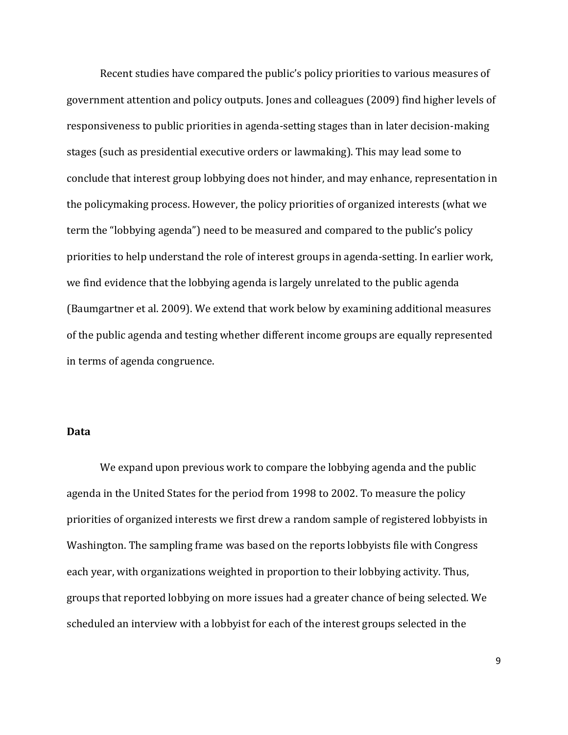Recent studies have compared the public's policy priorities to various measures of government attention and policy outputs. Jones and colleagues (2009) find higher levels of responsiveness to public priorities in agenda-setting stages than in later decision-making stages (such as presidential executive orders or lawmaking). This may lead some to conclude that interest group lobbying does not hinder, and may enhance, representation in the policymaking process. However, the policy priorities of organized interests (what we term the "lobbying agenda") need to be measured and compared to the public's policy priorities to help understand the role of interest groups in agenda-setting. In earlier work, we find evidence that the lobbying agenda is largely unrelated to the public agenda (Baumgartner et al. 2009). We extend that work below by examining additional measures of the public agenda and testing whether different income groups are equally represented in terms of agenda congruence.

**Data**

We expand upon previous work to compare the lobbying agenda and the public agenda in the United States for the period from 1998 to 2002. To measure the policy priorities of organized interests we first drew a random sample of registered lobbyists in Washington. The sampling frame was based on the reports lobbyists file with Congress each year, with organizations weighted in proportion to their lobbying activity. Thus, groups that reported lobbying on more issues had a greater chance of being selected. We scheduled an interview with a lobbyist for each of the interest groups selected in the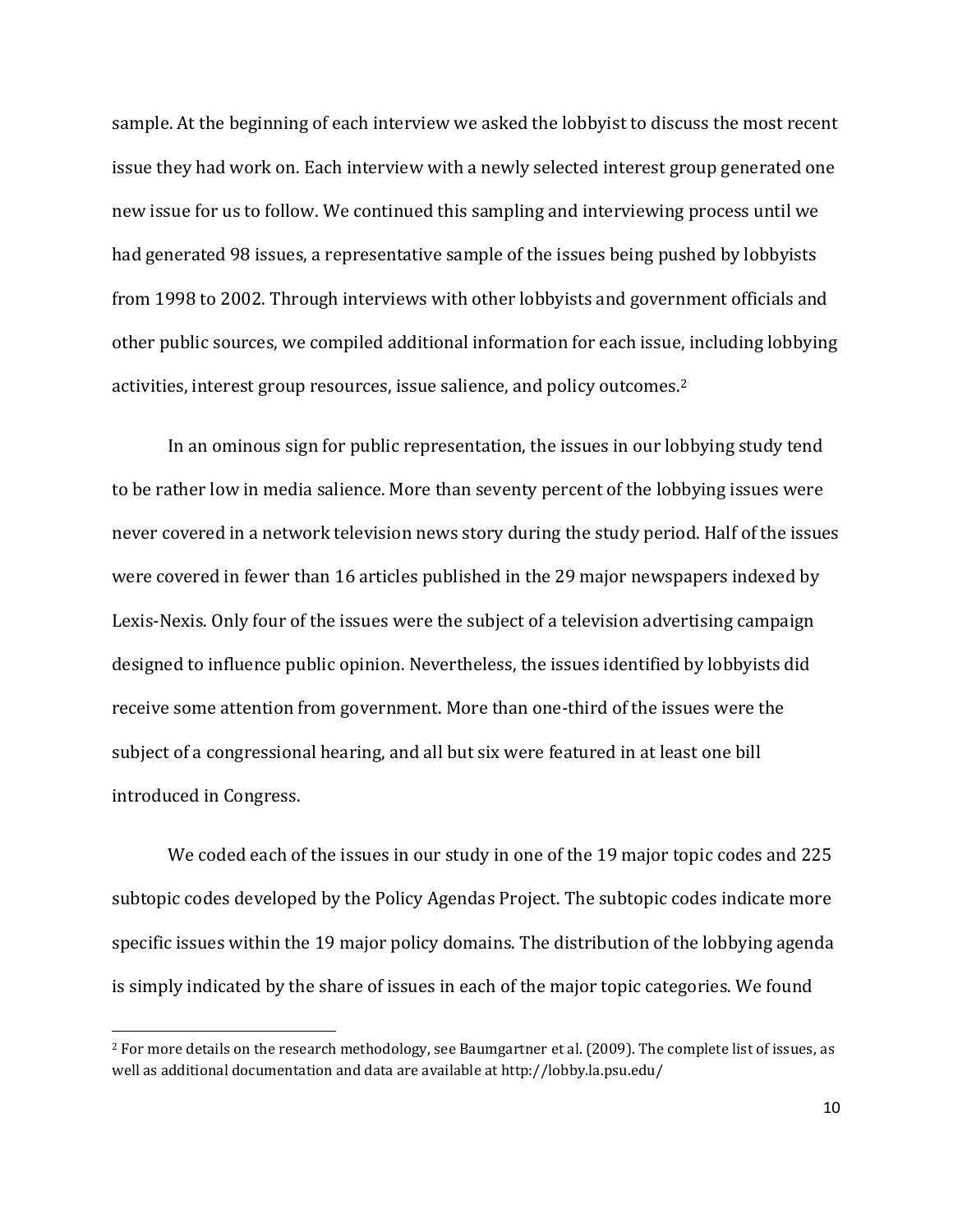sample. At the beginning of each interview we asked the lobbyist to discuss the most recent issue they had work on. Each interview with a newly selected interest group generated one new issue for us to follow. We continued this sampling and interviewing process until we had generated 98 issues, a representative sample of the issues being pushed by lobbyists from 1998 to 2002. Through interviews with other lobbyists and government officials and other public sources, we compiled additional information for each issue, including lobbying activities, interest group resources, issue salience, and policy outcomes.[2]

In an ominous sign for public representation, the issues in our lobbying study tend to be rather low in media salience. More than seventy percent of the lobbying issues were never covered in a network television news story during the study period. Half of the issues were covered in fewer than 16 articles published in the 29 major newspapers indexed by Lexis-Nexis. Only four of the issues were the subject of a television advertising campaign designed to influence public opinion. Nevertheless, the issues identified by lobbyists did receive some attention from government. More than one-third of the issues were the subject of a congressional hearing, and all but six were featured in at least one bill introduced in Congress.

We coded each of the issues in our study in one of the 19 major topic codes and 225 subtopic codes developed by the Policy Agendas Project. The subtopic codes indicate more specific issues within the 19 major policy domains. The distribution of the lobbying agenda is simply indicated by the share of issues in each of the major topic categories. We found

[2] For more details on the research methodology, see Baumgartner et al. (2009). The complete list of issues, as well as additional documentation and data are available at http://lobby.la.psu.edu/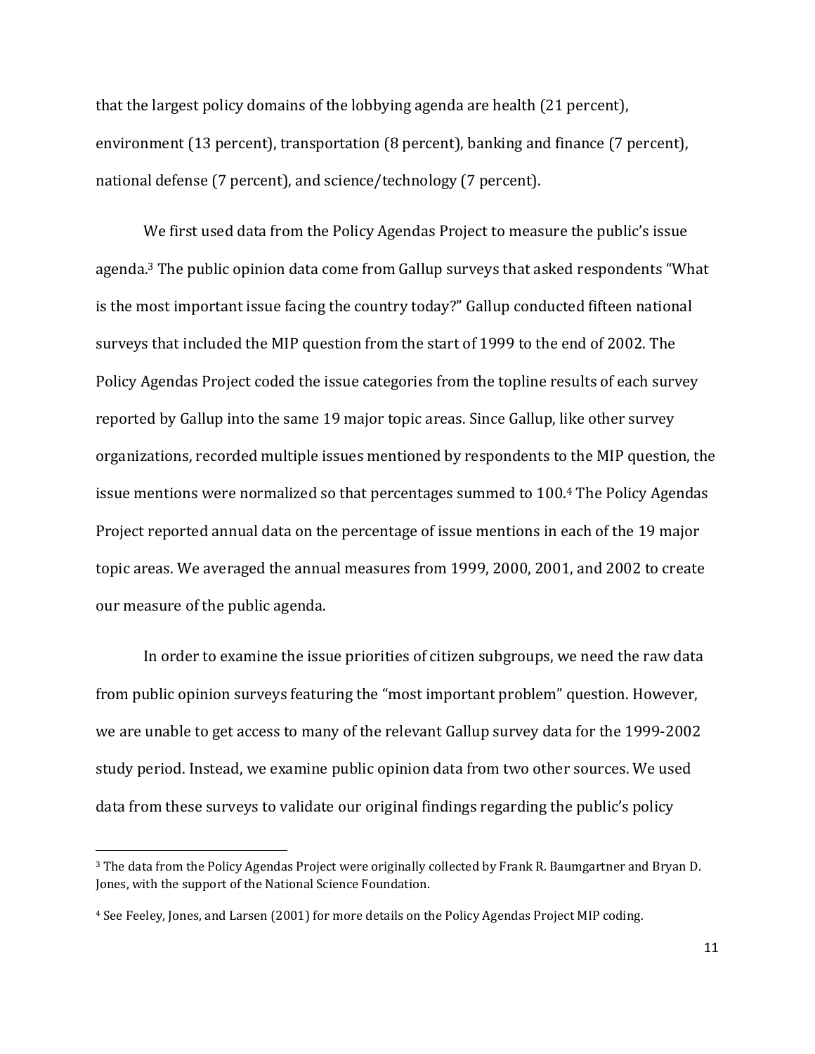that the largest policy domains of the lobbying agenda are health (21 percent), environment (13 percent), transportation (8 percent), banking and finance (7 percent), national defense (7 percent), and science/technology (7 percent).

We first used data from the Policy Agendas Project to measure the public's issue agenda.[3] The public opinion data come from Gallup surveys that asked respondents "What is the most important issue facing the country today?" Gallup conducted fifteen national surveys that included the MIP question from the start of 1999 to the end of 2002. The Policy Agendas Project coded the issue categories from the topline results of each survey reported by Gallup into the same 19 major topic areas. Since Gallup, like other survey organizations, recorded multiple issues mentioned by respondents to the MIP question, the issue mentions were normalized so that percentages summed to 100.[4] The Policy Agendas Project reported annual data on the percentage of issue mentions in each of the 19 major topic areas. We averaged the annual measures from 1999, 2000, 2001, and 2002 to create our measure of the public agenda.

In order to examine the issue priorities of citizen subgroups, we need the raw data from public opinion surveys featuring the "most important problem" question. However, we are unable to get access to many of the relevant Gallup survey data for the 1999-2002 study period. Instead, we examine public opinion data from two other sources. We used data from these surveys to validate our original findings regarding the public's policy

[3] The data from the Policy Agendas Project were originally collected by Frank R. Baumgartner and Bryan D. Jones, with the support of the National Science Foundation.

[4] See Feeley, Jones, and Larsen (2001) for more details on the Policy Agendas Project MIP coding.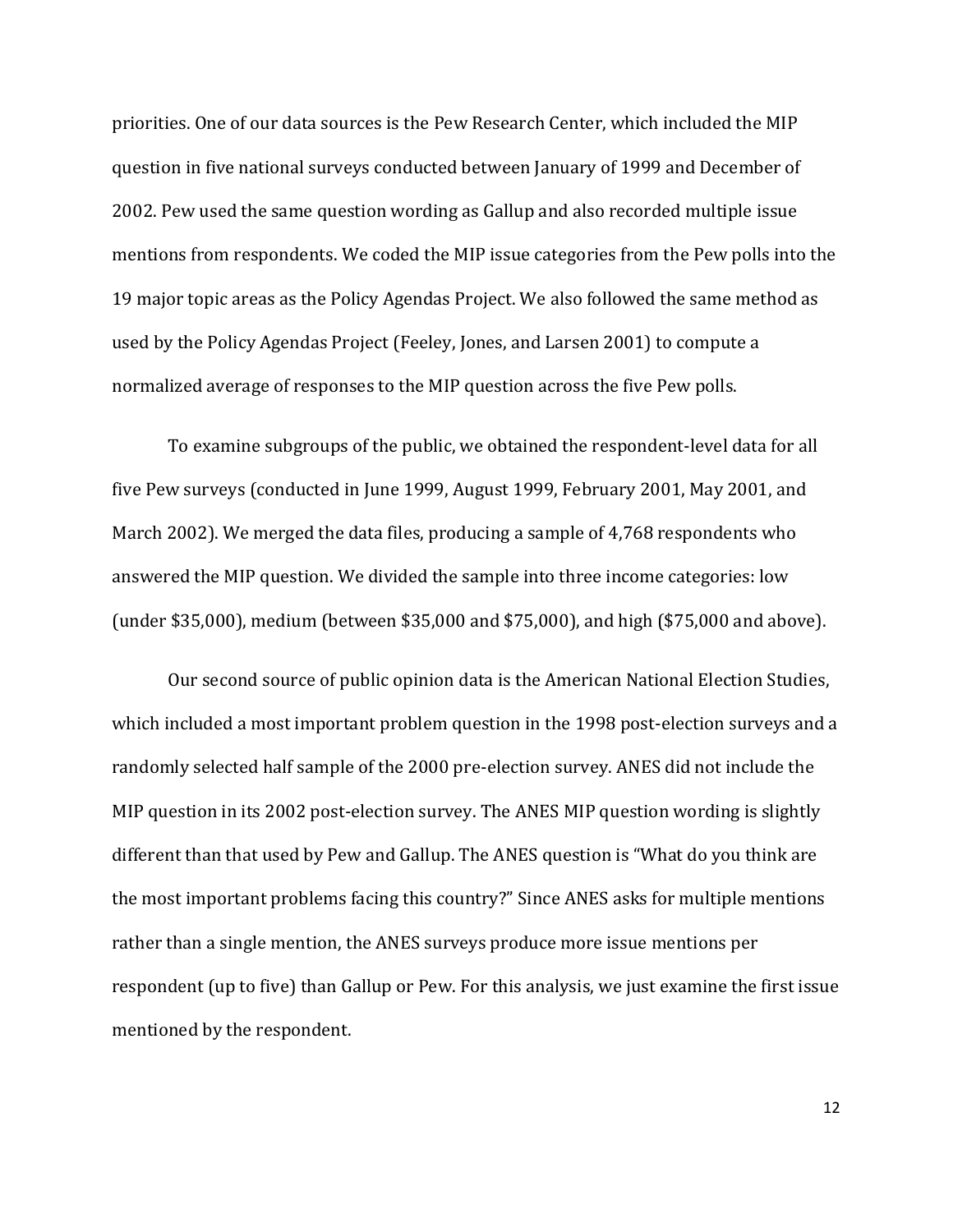priorities. One of our data sources is the Pew Research Center, which included the MIP question in five national surveys conducted between January of 1999 and December of 2002. Pew used the same question wording as Gallup and also recorded multiple issue mentions from respondents. We coded the MIP issue categories from the Pew polls into the 19 major topic areas as the Policy Agendas Project. We also followed the same method as used by the Policy Agendas Project (Feeley, Jones, and Larsen 2001) to compute a normalized average of responses to the MIP question across the five Pew polls.

To examine subgroups of the public, we obtained the respondent-level data for all five Pew surveys (conducted in June 1999, August 1999, February 2001, May 2001, and March 2002). We merged the data files, producing a sample of 4,768 respondents who answered the MIP question. We divided the sample into three income categories: low (under \$35,000), medium (between \$35,000 and \$75,000), and high (\$75,000 and above).

Our second source of public opinion data is the American National Election Studies, which included a most important problem question in the 1998 post-election surveys and a randomly selected half sample of the 2000 pre-election survey. ANES did not include the MIP question in its 2002 post-election survey. The ANES MIP question wording is slightly different than that used by Pew and Gallup. The ANES question is "What do you think are the most important problems facing this country?" Since ANES asks for multiple mentions rather than a single mention, the ANES surveys produce more issue mentions per respondent (up to five) than Gallup or Pew. For this analysis, we just examine the first issue mentioned by the respondent.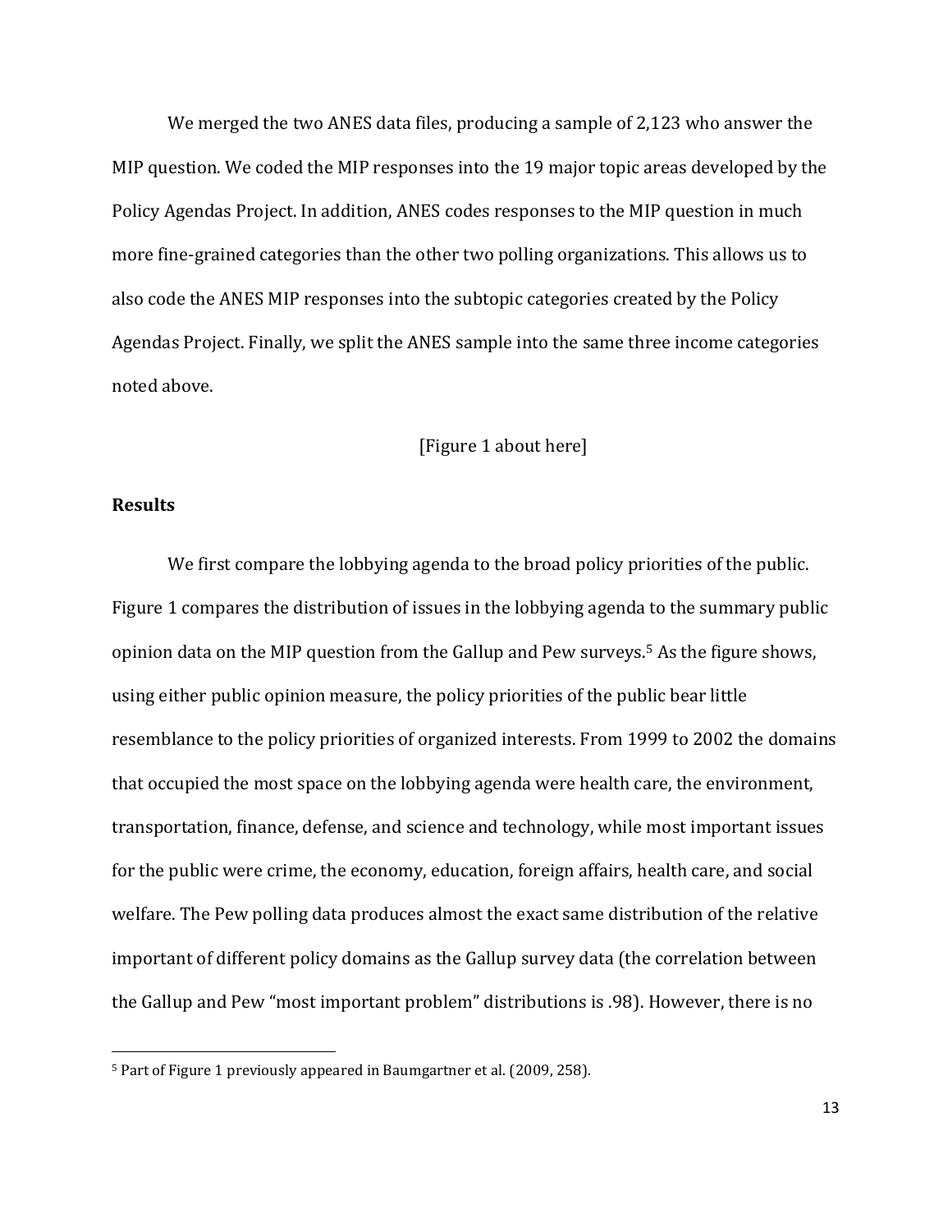We merged the two ANES data files, producing a sample of 2,123 who answer the MIP question. We coded the MIP responses into the 19 major topic areas developed by the Policy Agendas Project. In addition, ANES codes responses to the MIP question in much more fine-grained categories than the other two polling organizations. This allows us to also code the ANES MIP responses into the subtopic categories created by the Policy Agendas Project. Finally, we split the ANES sample into the same three income categories noted above.

[Figure 1 about here]

**Results**

We first compare the lobbying agenda to the broad policy priorities of the public. Figure 1 compares the distribution of issues in the lobbying agenda to the summary public opinion data on the MIP question from the Gallup and Pew surveys.[5] As the figure shows, using either public opinion measure, the policy priorities of the public bear little resemblance to the policy priorities of organized interests. From 1999 to 2002 the domains that occupied the most space on the lobbying agenda were health care, the environment, transportation, finance, defense, and science and technology, while most important issues for the public were crime, the economy, education, foreign affairs, health care, and social welfare. The Pew polling data produces almost the exact same distribution of the relative important of different policy domains as the Gallup survey data (the correlation between the Gallup and Pew "most important problem" distributions is .98). However, there is no

[5] Part of Figure 1 previously appeared in Baumgartner et al. (2009, 258).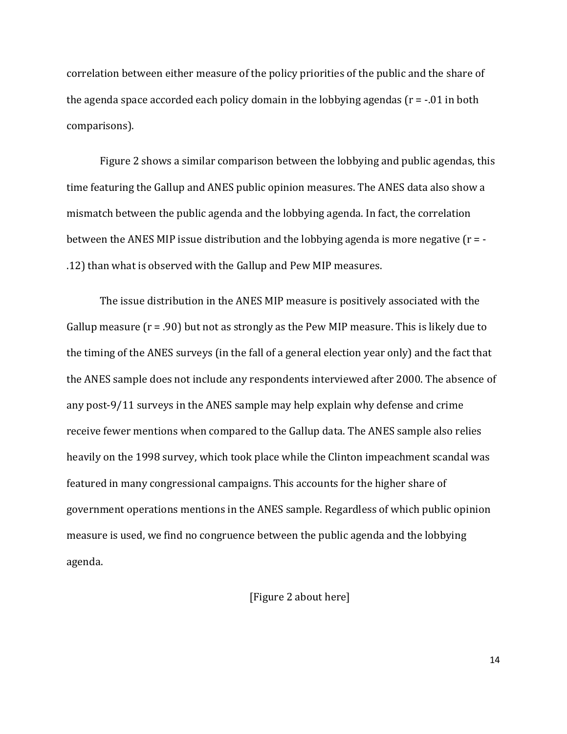correlation between either measure of the policy priorities of the public and the share of the agenda space accorded each policy domain in the lobbying agendas (r = -.01 in both comparisons).

Figure 2 shows a similar comparison between the lobbying and public agendas, this time featuring the Gallup and ANES public opinion measures. The ANES data also show a mismatch between the public agenda and the lobbying agenda. In fact, the correlation between the ANES MIP issue distribution and the lobbying agenda is more negative (r = -.12) than what is observed with the Gallup and Pew MIP measures.

The issue distribution in the ANES MIP measure is positively associated with the Gallup measure (r = .90) but not as strongly as the Pew MIP measure. This is likely due to the timing of the ANES surveys (in the fall of a general election year only) and the fact that the ANES sample does not include any respondents interviewed after 2000. The absence of any post-9/11 surveys in the ANES sample may help explain why defense and crime receive fewer mentions when compared to the Gallup data. The ANES sample also relies heavily on the 1998 survey, which took place while the Clinton impeachment scandal was featured in many congressional campaigns. This accounts for the higher share of government operations mentions in the ANES sample. Regardless of which public opinion measure is used, we find no congruence between the public agenda and the lobbying agenda.

[Figure 2 about here]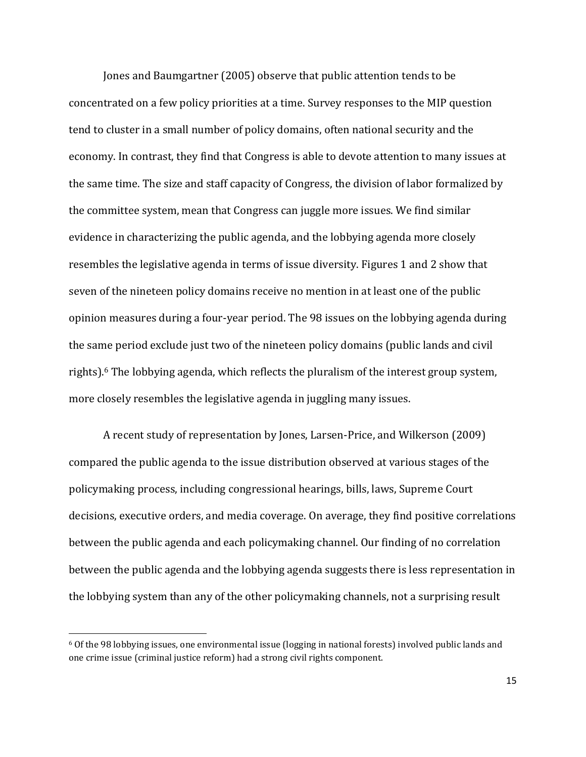Jones and Baumgartner (2005) observe that public attention tends to be concentrated on a few policy priorities at a time. Survey responses to the MIP question tend to cluster in a small number of policy domains, often national security and the economy. In contrast, they find that Congress is able to devote attention to many issues at the same time. The size and staff capacity of Congress, the division of labor formalized by the committee system, mean that Congress can juggle more issues. We find similar evidence in characterizing the public agenda, and the lobbying agenda more closely resembles the legislative agenda in terms of issue diversity. Figures 1 and 2 show that seven of the nineteen policy domains receive no mention in at least one of the public opinion measures during a four-year period. The 98 issues on the lobbying agenda during the same period exclude just two of the nineteen policy domains (public lands and civil rights).[6] The lobbying agenda, which reflects the pluralism of the interest group system, more closely resembles the legislative agenda in juggling many issues.

A recent study of representation by Jones, Larsen-Price, and Wilkerson (2009) compared the public agenda to the issue distribution observed at various stages of the policymaking process, including congressional hearings, bills, laws, Supreme Court decisions, executive orders, and media coverage. On average, they find positive correlations between the public agenda and each policymaking channel. Our finding of no correlation between the public agenda and the lobbying agenda suggests there is less representation in the lobbying system than any of the other policymaking channels, not a surprising result

[6] Of the 98 lobbying issues, one environmental issue (logging in national forests) involved public lands and one crime issue (criminal justice reform) had a strong civil rights component.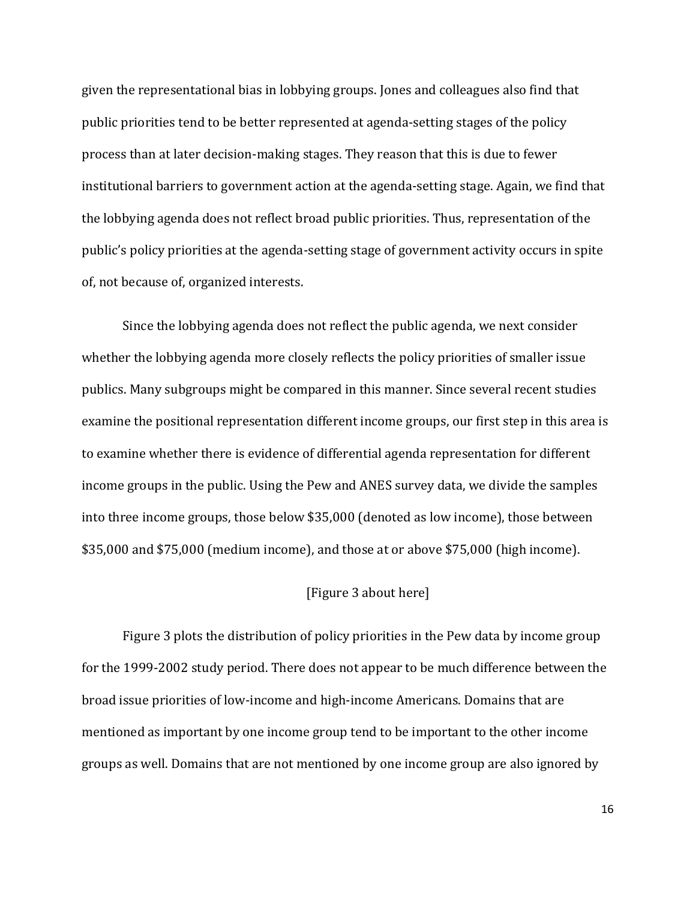given the representational bias in lobbying groups. Jones and colleagues also find that public priorities tend to be better represented at agenda-setting stages of the policy process than at later decision-making stages. They reason that this is due to fewer institutional barriers to government action at the agenda-setting stage. Again, we find that the lobbying agenda does not reflect broad public priorities. Thus, representation of the public's policy priorities at the agenda-setting stage of government activity occurs in spite of, not because of, organized interests.

Since the lobbying agenda does not reflect the public agenda, we next consider whether the lobbying agenda more closely reflects the policy priorities of smaller issue publics. Many subgroups might be compared in this manner. Since several recent studies examine the positional representation different income groups, our first step in this area is to examine whether there is evidence of differential agenda representation for different income groups in the public. Using the Pew and ANES survey data, we divide the samples into three income groups, those below $35,000 (denoted as low income), those between $35,000 and $75,000 (medium income), and those at or above $75,000 (high income).

[Figure 3 about here]

Figure 3 plots the distribution of policy priorities in the Pew data by income group for the 1999-2002 study period. There does not appear to be much difference between the broad issue priorities of low-income and high-income Americans. Domains that are mentioned as important by one income group tend to be important to the other income groups as well. Domains that are not mentioned by one income group are also ignored by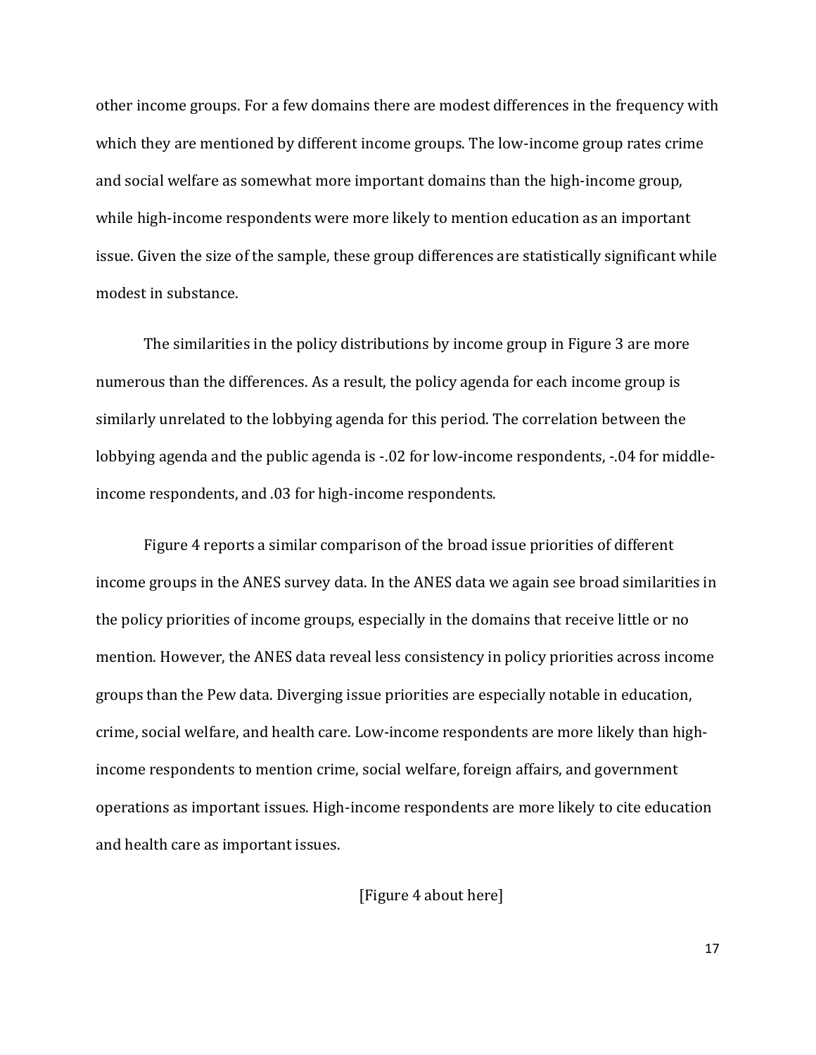other income groups. For a few domains there are modest differences in the frequency with which they are mentioned by different income groups. The low-income group rates crime and social welfare as somewhat more important domains than the high-income group, while high-income respondents were more likely to mention education as an important issue. Given the size of the sample, these group differences are statistically significant while modest in substance.

The similarities in the policy distributions by income group in Figure 3 are more numerous than the differences. As a result, the policy agenda for each income group is similarly unrelated to the lobbying agenda for this period. The correlation between the lobbying agenda and the public agenda is -.02 for low-income respondents, -.04 for middle-income respondents, and .03 for high-income respondents.

Figure 4 reports a similar comparison of the broad issue priorities of different income groups in the ANES survey data. In the ANES data we again see broad similarities in the policy priorities of income groups, especially in the domains that receive little or no mention. However, the ANES data reveal less consistency in policy priorities across income groups than the Pew data. Diverging issue priorities are especially notable in education, crime, social welfare, and health care. Low-income respondents are more likely than high-income respondents to mention crime, social welfare, foreign affairs, and government operations as important issues. High-income respondents are more likely to cite education and health care as important issues.

[Figure 4 about here]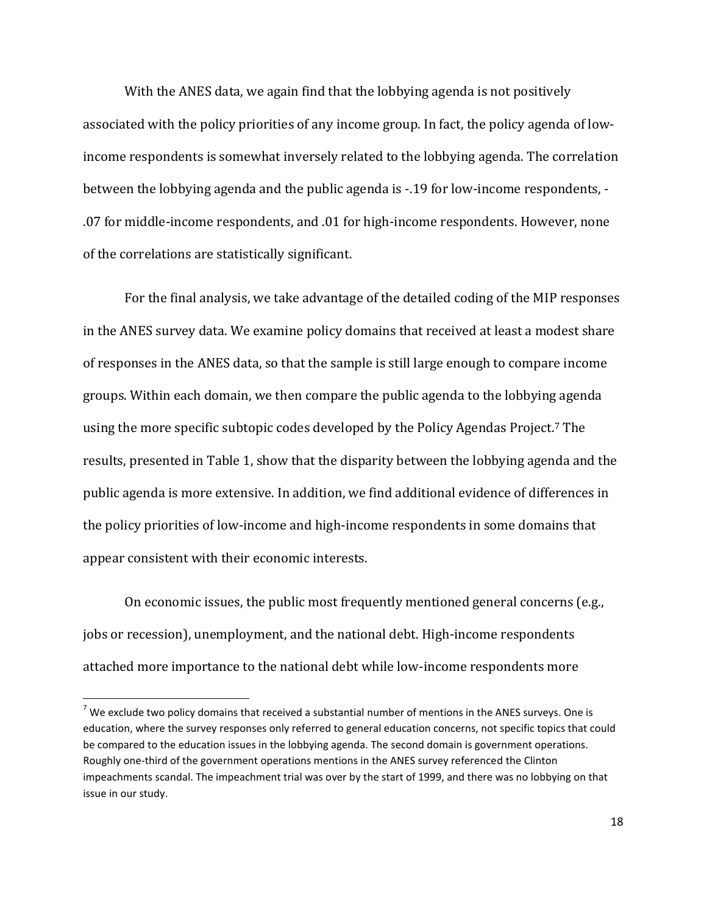With the ANES data, we again find that the lobbying agenda is not positively associated with the policy priorities of any income group. In fact, the policy agenda of low-income respondents is somewhat inversely related to the lobbying agenda. The correlation between the lobbying agenda and the public agenda is -.19 for low-income respondents, -.07 for middle-income respondents, and .01 for high-income respondents. However, none of the correlations are statistically significant.

For the final analysis, we take advantage of the detailed coding of the MIP responses in the ANES survey data. We examine policy domains that received at least a modest share of responses in the ANES data, so that the sample is still large enough to compare income groups. Within each domain, we then compare the public agenda to the lobbying agenda using the more specific subtopic codes developed by the Policy Agendas Project.[7] The results, presented in Table 1, show that the disparity between the lobbying agenda and the public agenda is more extensive. In addition, we find additional evidence of differences in the policy priorities of low-income and high-income respondents in some domains that appear consistent with their economic interests.

On economic issues, the public most frequently mentioned general concerns (e.g., jobs or recession), unemployment, and the national debt. High-income respondents attached more importance to the national debt while low-income respondents more

[7] We exclude two policy domains that received a substantial number of mentions in the ANES surveys. One is education, where the survey responses only referred to general education concerns, not specific topics that could be compared to the education issues in the lobbying agenda. The second domain is government operations. Roughly one-third of the government operations mentions in the ANES survey referenced the Clinton impeachments scandal. The impeachment trial was over by the start of 1999, and there was no lobbying on that issue in our study.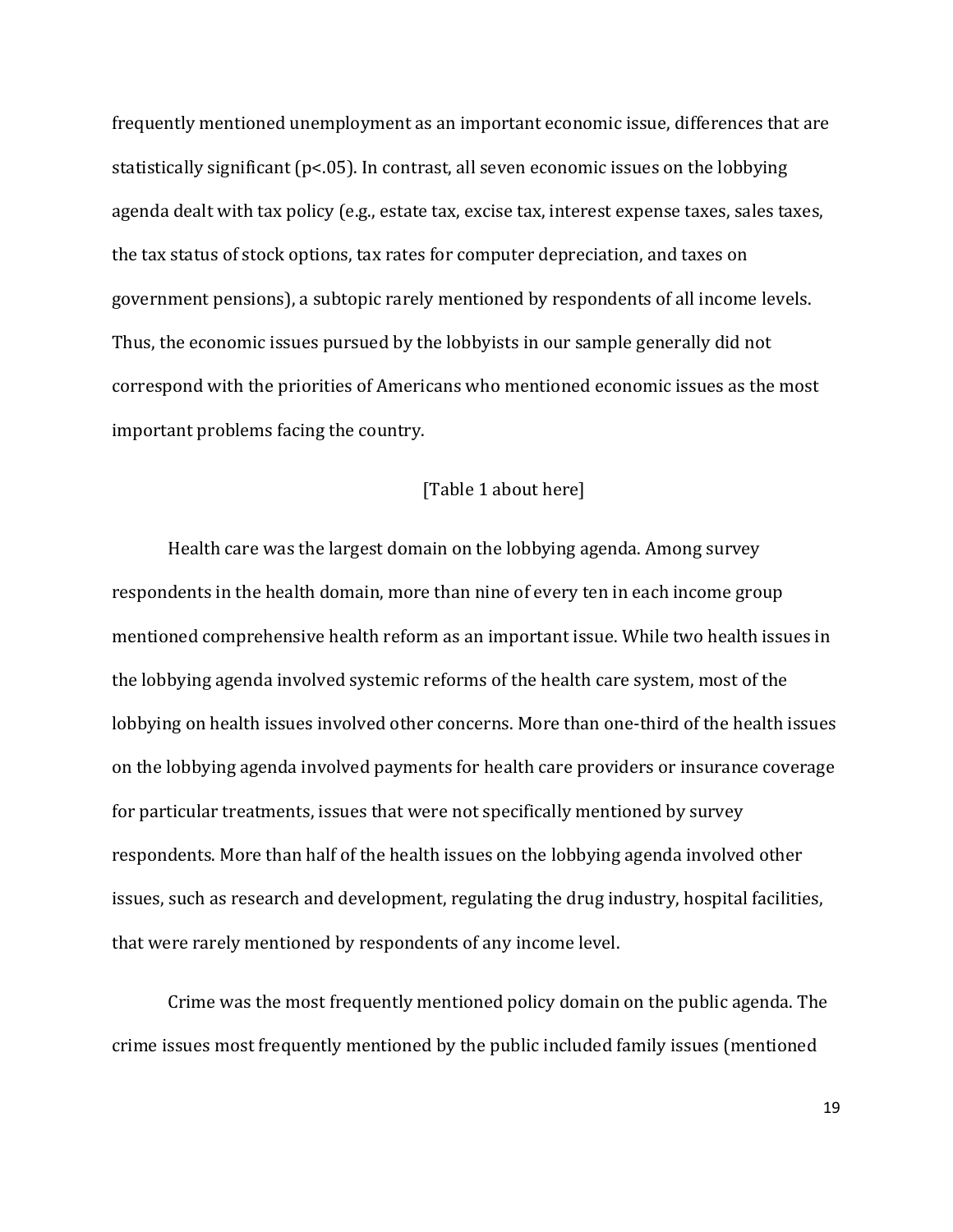frequently mentioned unemployment as an important economic issue, differences that are statistically significant ($p<.05$). In contrast, all seven economic issues on the lobbying agenda dealt with tax policy (e.g., estate tax, excise tax, interest expense taxes, sales taxes, the tax status of stock options, tax rates for computer depreciation, and taxes on government pensions), a subtopic rarely mentioned by respondents of all income levels. Thus, the economic issues pursued by the lobbyists in our sample generally did not correspond with the priorities of Americans who mentioned economic issues as the most important problems facing the country.

[Table 1 about here]

Health care was the largest domain on the lobbying agenda. Among survey respondents in the health domain, more than nine of every ten in each income group mentioned comprehensive health reform as an important issue. While two health issues in the lobbying agenda involved systemic reforms of the health care system, most of the lobbying on health issues involved other concerns. More than one-third of the health issues on the lobbying agenda involved payments for health care providers or insurance coverage for particular treatments, issues that were not specifically mentioned by survey respondents. More than half of the health issues on the lobbying agenda involved other issues, such as research and development, regulating the drug industry, hospital facilities, that were rarely mentioned by respondents of any income level.

Crime was the most frequently mentioned policy domain on the public agenda. The crime issues most frequently mentioned by the public included family issues (mentioned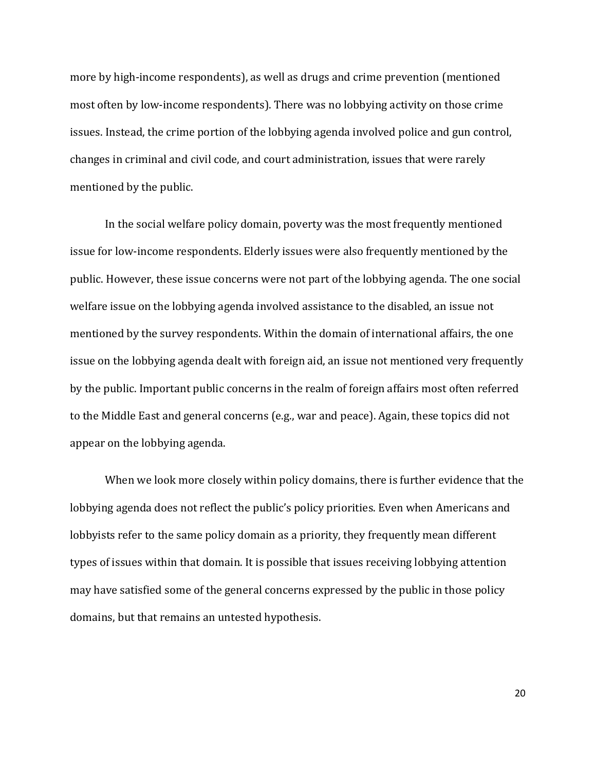more by high-income respondents), as well as drugs and crime prevention (mentioned most often by low-income respondents). There was no lobbying activity on those crime issues. Instead, the crime portion of the lobbying agenda involved police and gun control, changes in criminal and civil code, and court administration, issues that were rarely mentioned by the public.

In the social welfare policy domain, poverty was the most frequently mentioned issue for low-income respondents. Elderly issues were also frequently mentioned by the public. However, these issue concerns were not part of the lobbying agenda. The one social welfare issue on the lobbying agenda involved assistance to the disabled, an issue not mentioned by the survey respondents. Within the domain of international affairs, the one issue on the lobbying agenda dealt with foreign aid, an issue not mentioned very frequently by the public. Important public concerns in the realm of foreign affairs most often referred to the Middle East and general concerns (e.g., war and peace). Again, these topics did not appear on the lobbying agenda.

When we look more closely within policy domains, there is further evidence that the lobbying agenda does not reflect the public's policy priorities. Even when Americans and lobbyists refer to the same policy domain as a priority, they frequently mean different types of issues within that domain. It is possible that issues receiving lobbying attention may have satisfied some of the general concerns expressed by the public in those policy domains, but that remains an untested hypothesis.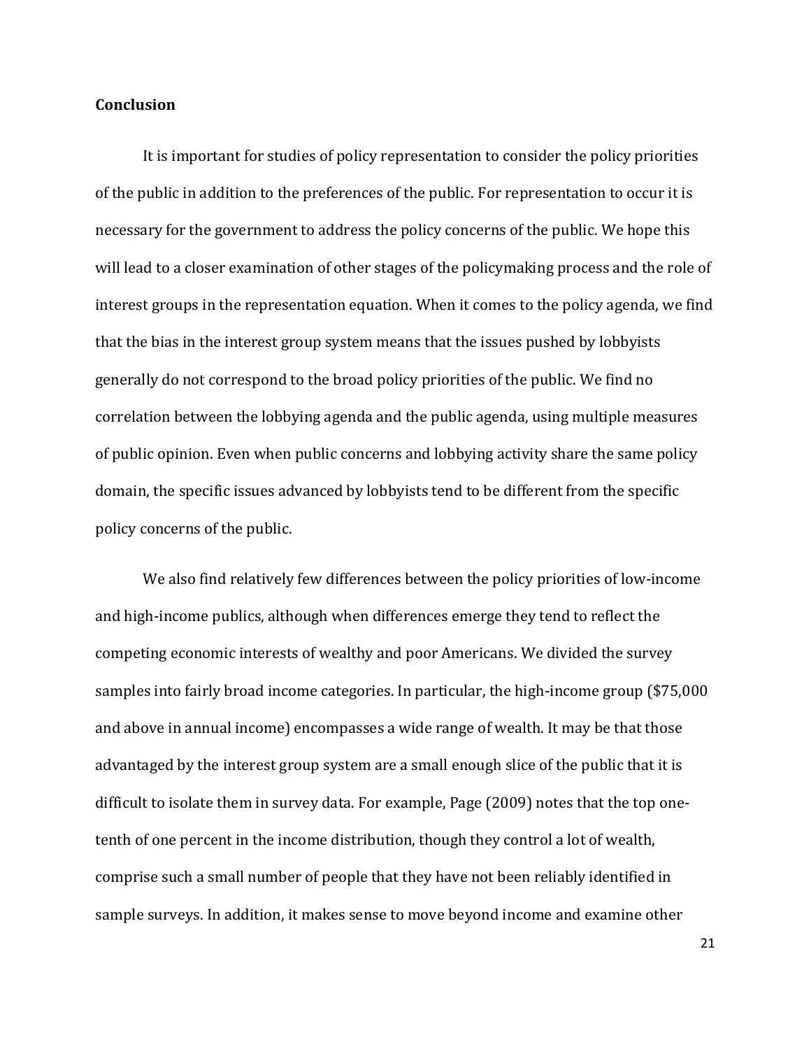**Conclusion**

It is important for studies of policy representation to consider the policy priorities of the public in addition to the preferences of the public. For representation to occur it is necessary for the government to address the policy concerns of the public. We hope this will lead to a closer examination of other stages of the policymaking process and the role of interest groups in the representation equation. When it comes to the policy agenda, we find that the bias in the interest group system means that the issues pushed by lobbyists generally do not correspond to the broad policy priorities of the public. We find no correlation between the lobbying agenda and the public agenda, using multiple measures of public opinion. Even when public concerns and lobbying activity share the same policy domain, the specific issues advanced by lobbyists tend to be different from the specific policy concerns of the public.

We also find relatively few differences between the policy priorities of low-income and high-income publics, although when differences emerge they tend to reflect the competing economic interests of wealthy and poor Americans. We divided the survey samples into fairly broad income categories. In particular, the high-income group ($75,000 and above in annual income) encompasses a wide range of wealth. It may be that those advantaged by the interest group system are a small enough slice of the public that it is difficult to isolate them in survey data. For example, Page (2009) notes that the top one-tenth of one percent in the income distribution, though they control a lot of wealth, comprise such a small number of people that they have not been reliably identified in sample surveys. In addition, it makes sense to move beyond income and examine other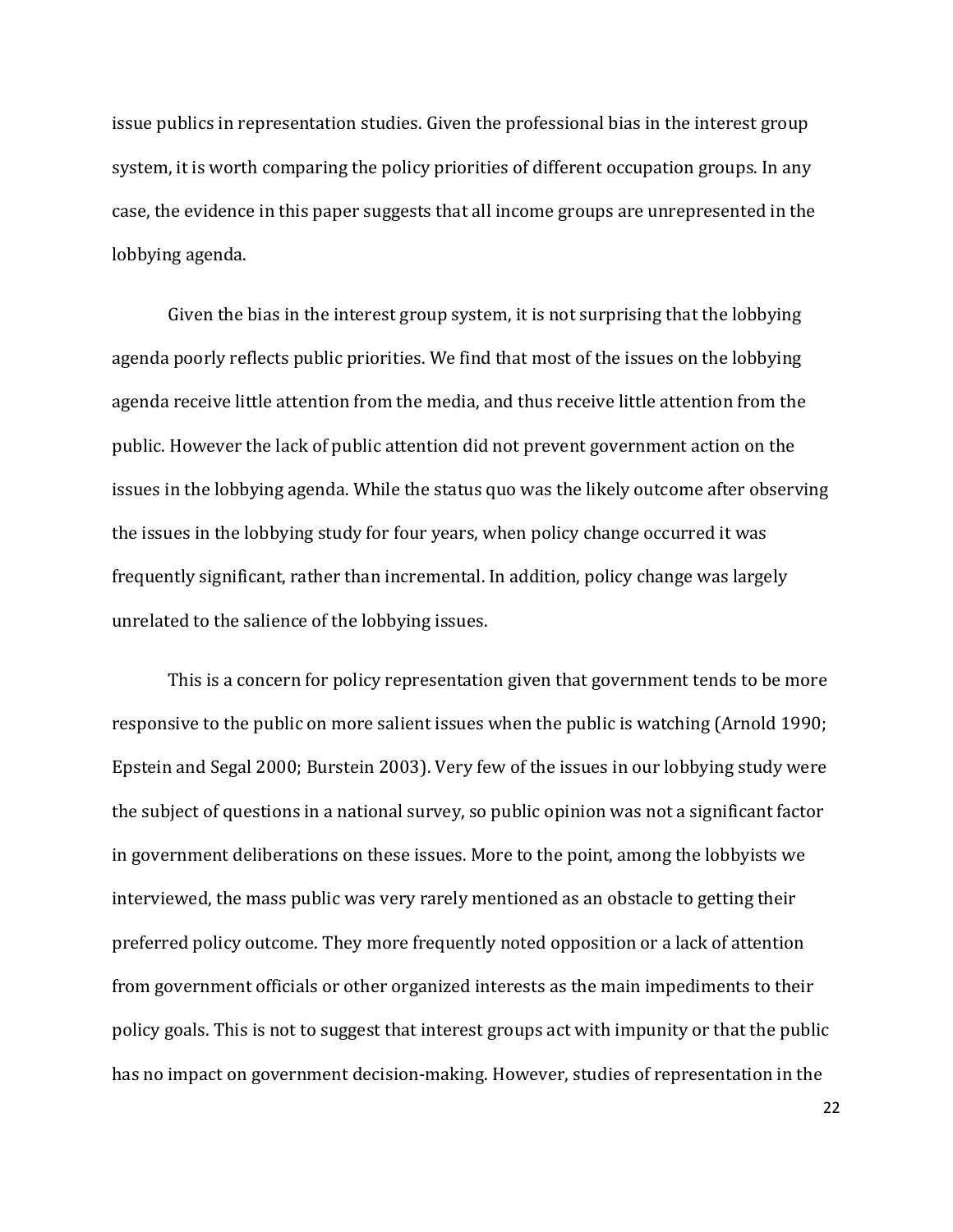issue publics in representation studies. Given the professional bias in the interest group system, it is worth comparing the policy priorities of different occupation groups. In any case, the evidence in this paper suggests that all income groups are unrepresented in the lobbying agenda.

Given the bias in the interest group system, it is not surprising that the lobbying agenda poorly reflects public priorities. We find that most of the issues on the lobbying agenda receive little attention from the media, and thus receive little attention from the public. However the lack of public attention did not prevent government action on the issues in the lobbying agenda. While the status quo was the likely outcome after observing the issues in the lobbying study for four years, when policy change occurred it was frequently significant, rather than incremental. In addition, policy change was largely unrelated to the salience of the lobbying issues.

This is a concern for policy representation given that government tends to be more responsive to the public on more salient issues when the public is watching (Arnold 1990; Epstein and Segal 2000; Burstein 2003). Very few of the issues in our lobbying study were the subject of questions in a national survey, so public opinion was not a significant factor in government deliberations on these issues. More to the point, among the lobbyists we interviewed, the mass public was very rarely mentioned as an obstacle to getting their preferred policy outcome. They more frequently noted opposition or a lack of attention from government officials or other organized interests as the main impediments to their policy goals. This is not to suggest that interest groups act with impunity or that the public has no impact on government decision-making. However, studies of representation in the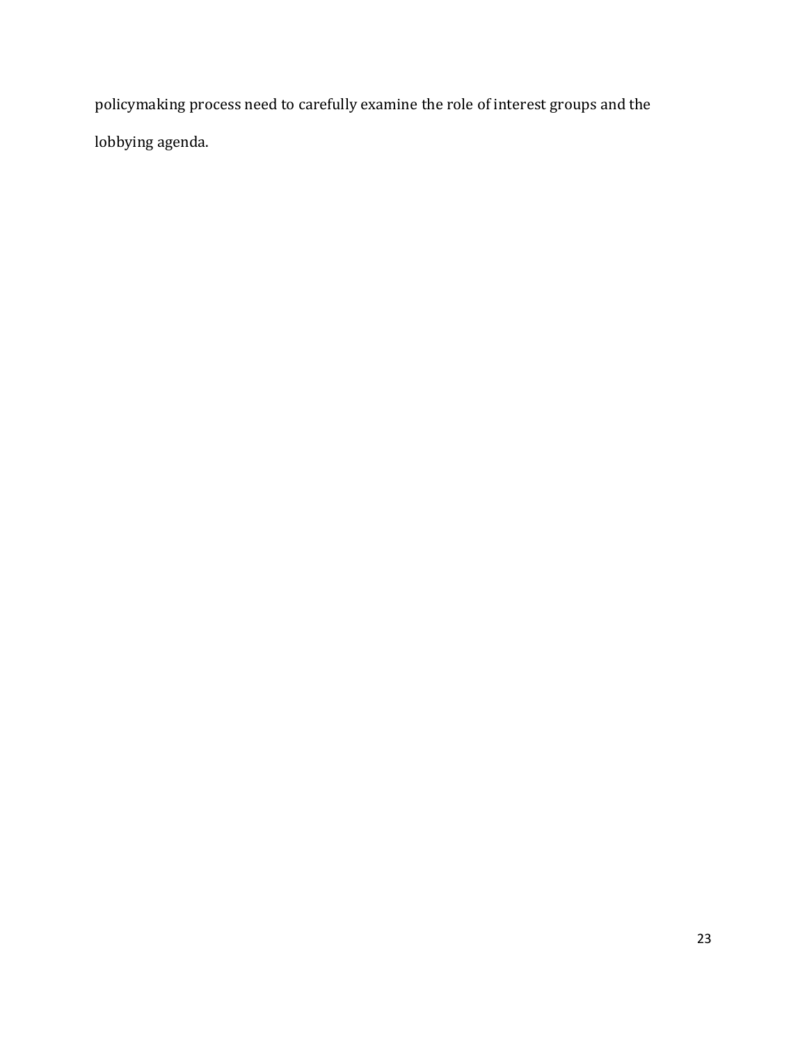policymaking process need to carefully examine the role of interest groups and the lobbying agenda.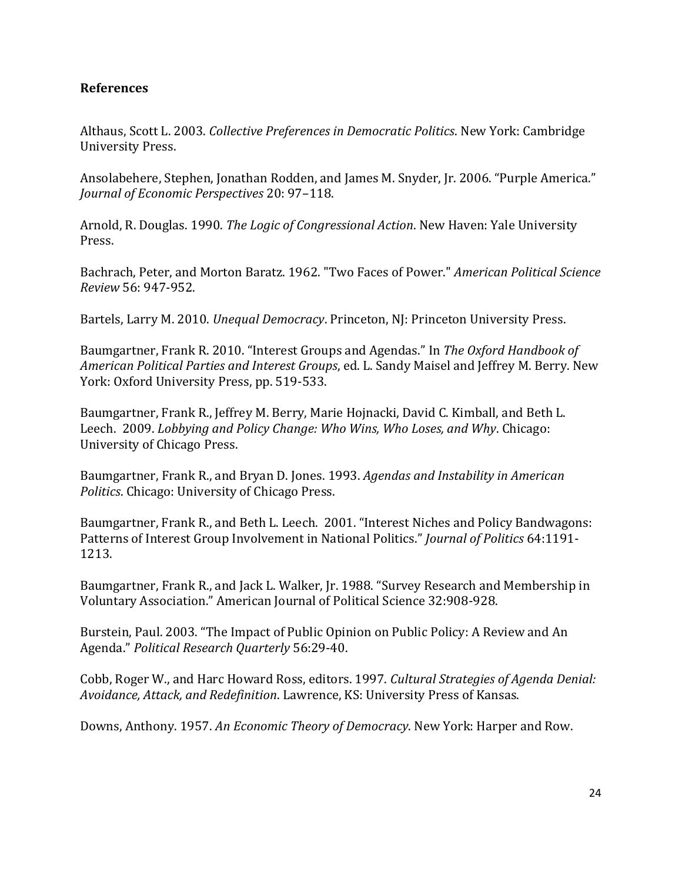**References**

Althaus, Scott L. 2003. *Collective Preferences in Democratic Politics*. New York: Cambridge University Press.

Ansolabehere, Stephen, Jonathan Rodden, and James M. Snyder, Jr. 2006. "Purple America." *Journal of Economic Perspectives* 20: 97–118.

Arnold, R. Douglas. 1990. *The Logic of Congressional Action*. New Haven: Yale University Press.

Bachrach, Peter, and Morton Baratz. 1962. "Two Faces of Power." *American Political Science Review* 56: 947-952.

Bartels, Larry M. 2010. *Unequal Democracy*. Princeton, NJ: Princeton University Press.

Baumgartner, Frank R. 2010. "Interest Groups and Agendas." In *The Oxford Handbook of American Political Parties and Interest Groups*, ed. L. Sandy Maisel and Jeffrey M. Berry. New York: Oxford University Press, pp. 519-533.

Baumgartner, Frank R., Jeffrey M. Berry, Marie Hojnacki, David C. Kimball, and Beth L. Leech. 2009. *Lobbying and Policy Change: Who Wins, Who Loses, and Why*. Chicago: University of Chicago Press.

Baumgartner, Frank R., and Bryan D. Jones. 1993. *Agendas and Instability in American Politics*. Chicago: University of Chicago Press.

Baumgartner, Frank R., and Beth L. Leech. 2001. "Interest Niches and Policy Bandwagons: Patterns of Interest Group Involvement in National Politics." *Journal of Politics* 64:1191-1213.

Baumgartner, Frank R., and Jack L. Walker, Jr. 1988. "Survey Research and Membership in Voluntary Association." American Journal of Political Science 32:908-928.

Burstein, Paul. 2003. "The Impact of Public Opinion on Public Policy: A Review and An Agenda." *Political Research Quarterly* 56:29-40.

Cobb, Roger W., and Harc Howard Ross, editors. 1997. *Cultural Strategies of Agenda Denial: Avoidance, Attack, and Redefinition*. Lawrence, KS: University Press of Kansas.

Downs, Anthony. 1957. *An Economic Theory of Democracy*. New York: Harper and Row.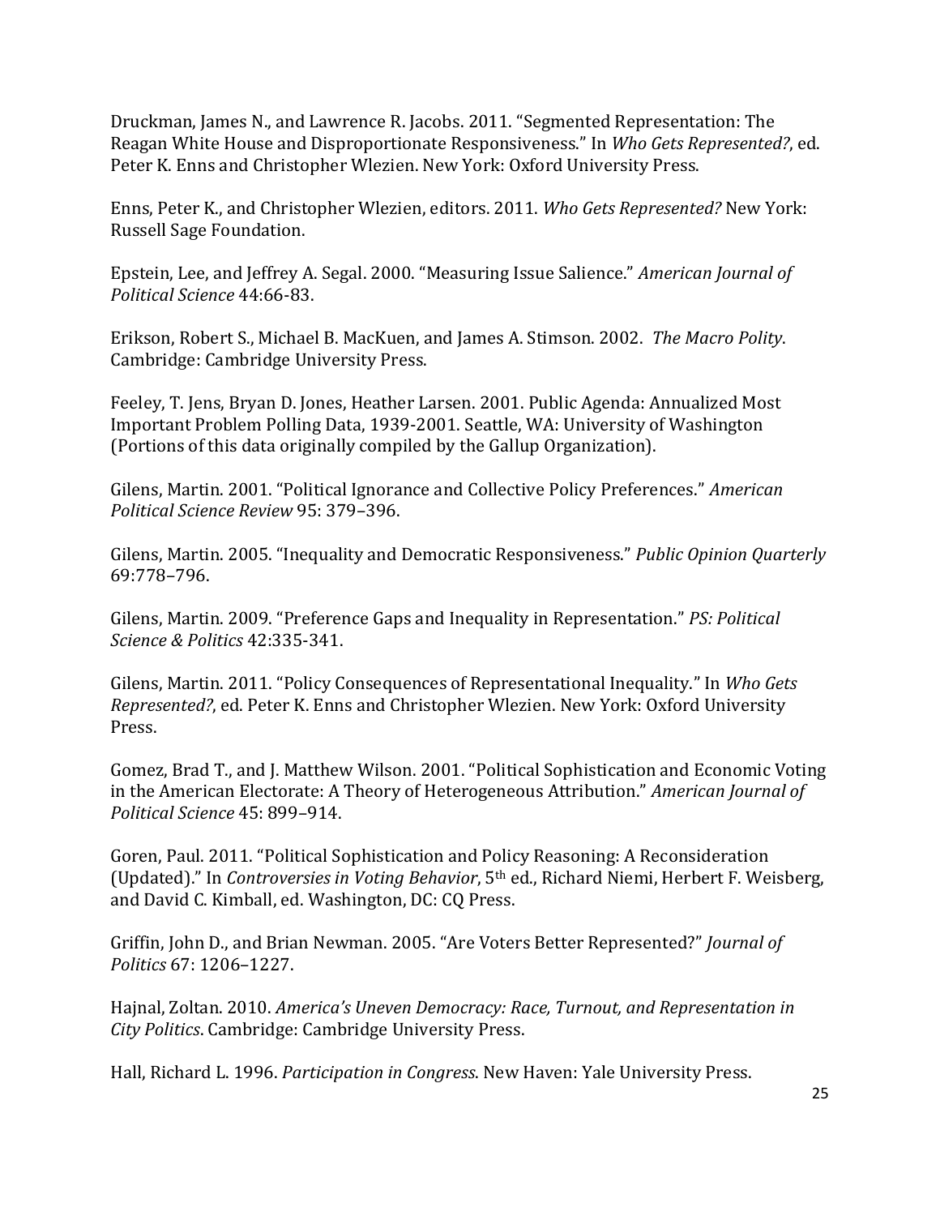Druckman, James N., and Lawrence R. Jacobs. 2011. "Segmented Representation: The Reagan White House and Disproportionate Responsiveness." In *Who Gets Represented?*, ed. Peter K. Enns and Christopher Wlezien. New York: Oxford University Press.

Enns, Peter K., and Christopher Wlezien, editors. 2011. *Who Gets Represented?* New York: Russell Sage Foundation.

Epstein, Lee, and Jeffrey A. Segal. 2000. "Measuring Issue Salience." *American Journal of Political Science* 44:66-83.

Erikson, Robert S., Michael B. MacKuen, and James A. Stimson. 2002. *The Macro Polity*. Cambridge: Cambridge University Press.

Feeley, T. Jens, Bryan D. Jones, Heather Larsen. 2001. Public Agenda: Annualized Most Important Problem Polling Data, 1939-2001. Seattle, WA: University of Washington (Portions of this data originally compiled by the Gallup Organization).

Gilens, Martin. 2001. "Political Ignorance and Collective Policy Preferences." *American Political Science Review* 95: 379–396.

Gilens, Martin. 2005. "Inequality and Democratic Responsiveness." *Public Opinion Quarterly* 69:778–796.

Gilens, Martin. 2009. "Preference Gaps and Inequality in Representation." *PS: Political Science & Politics* 42:335-341.

Gilens, Martin. 2011. "Policy Consequences of Representational Inequality." In *Who Gets Represented?*, ed. Peter K. Enns and Christopher Wlezien. New York: Oxford University Press.

Gomez, Brad T., and J. Matthew Wilson. 2001. "Political Sophistication and Economic Voting in the American Electorate: A Theory of Heterogeneous Attribution." *American Journal of Political Science* 45: 899–914.

Goren, Paul. 2011. "Political Sophistication and Policy Reasoning: A Reconsideration (Updated)." In *Controversies in Voting Behavior*, 5th ed., Richard Niemi, Herbert F. Weisberg, and David C. Kimball, ed. Washington, DC: CQ Press.

Griffin, John D., and Brian Newman. 2005. "Are Voters Better Represented?" *Journal of Politics* 67: 1206–1227.

Hajnal, Zoltan. 2010. *America's Uneven Democracy: Race, Turnout, and Representation in City Politics*. Cambridge: Cambridge University Press.

Hall, Richard L. 1996. *Participation in Congress*. New Haven: Yale University Press.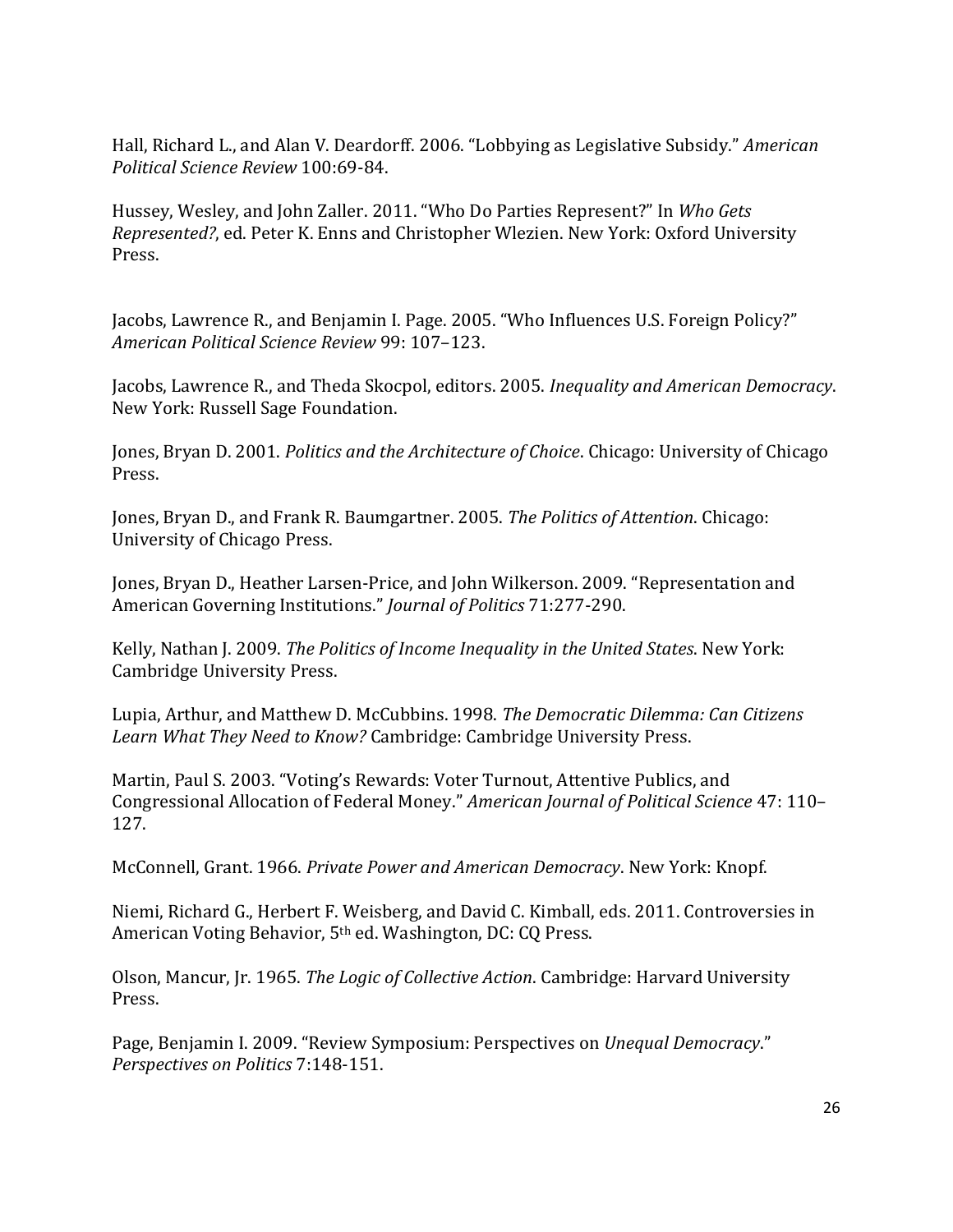Hall, Richard L., and Alan V. Deardorff. 2006. "Lobbying as Legislative Subsidy." *American Political Science Review* 100:69-84.

Hussey, Wesley, and John Zaller. 2011. "Who Do Parties Represent?" In *Who Gets Represented?*, ed. Peter K. Enns and Christopher Wlezien. New York: Oxford University Press.

Jacobs, Lawrence R., and Benjamin I. Page. 2005. "Who Influences U.S. Foreign Policy?" *American Political Science Review* 99: 107–123.

Jacobs, Lawrence R., and Theda Skocpol, editors. 2005. *Inequality and American Democracy*. New York: Russell Sage Foundation.

Jones, Bryan D. 2001. *Politics and the Architecture of Choice*. Chicago: University of Chicago Press.

Jones, Bryan D., and Frank R. Baumgartner. 2005. *The Politics of Attention*. Chicago: University of Chicago Press.

Jones, Bryan D., Heather Larsen-Price, and John Wilkerson. 2009. "Representation and American Governing Institutions." *Journal of Politics* 71:277-290.

Kelly, Nathan J. 2009. *The Politics of Income Inequality in the United States*. New York: Cambridge University Press.

Lupia, Arthur, and Matthew D. McCubbins. 1998. *The Democratic Dilemma: Can Citizens Learn What They Need to Know?* Cambridge: Cambridge University Press.

Martin, Paul S. 2003. "Voting's Rewards: Voter Turnout, Attentive Publics, and Congressional Allocation of Federal Money." *American Journal of Political Science* 47: 110–127.

McConnell, Grant. 1966. *Private Power and American Democracy*. New York: Knopf.

Niemi, Richard G., Herbert F. Weisberg, and David C. Kimball, eds. 2011. Controversies in American Voting Behavior, 5th ed. Washington, DC: CQ Press.

Olson, Mancur, Jr. 1965. *The Logic of Collective Action*. Cambridge: Harvard University Press.

Page, Benjamin I. 2009. "Review Symposium: Perspectives on *Unequal Democracy*." *Perspectives on Politics* 7:148-151.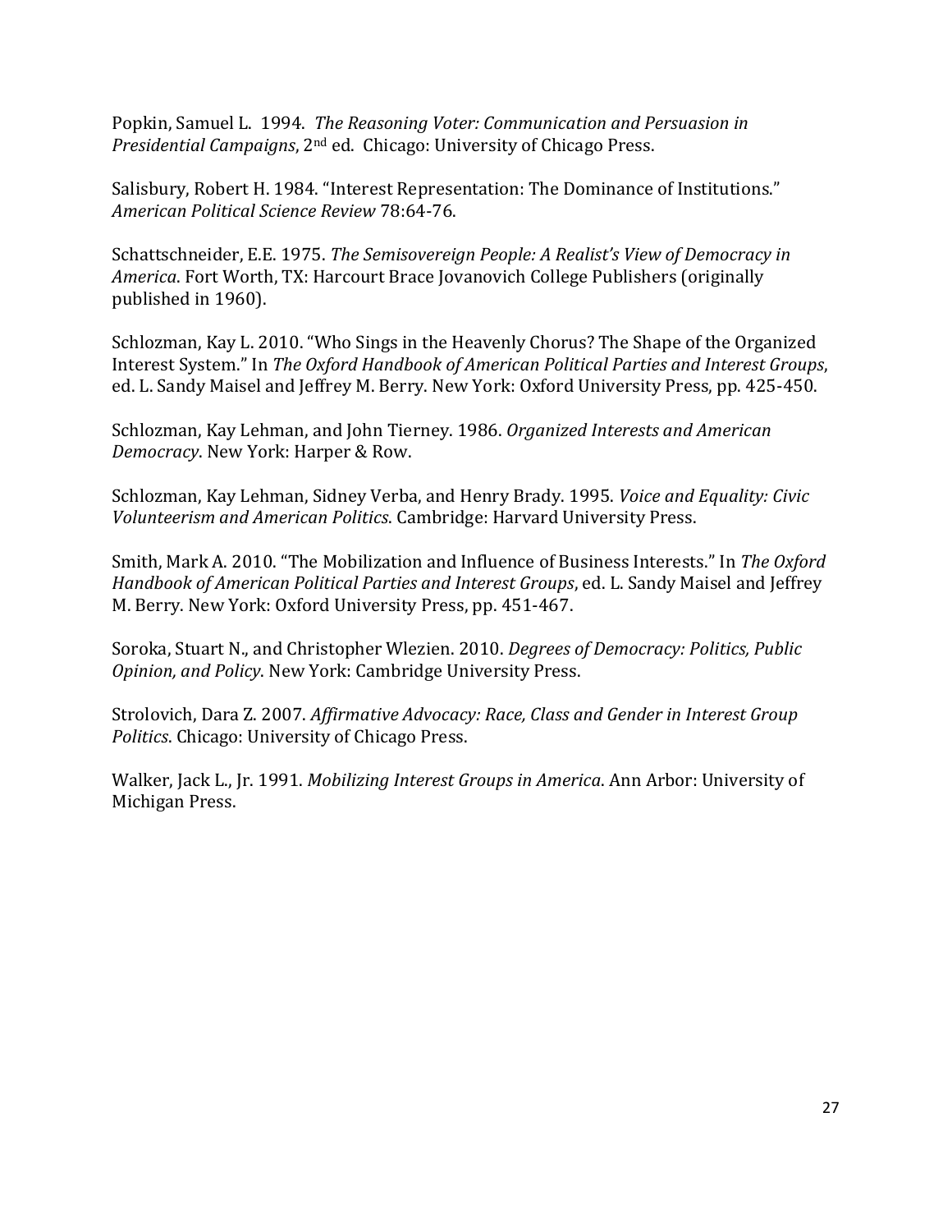Popkin, Samuel L. 1994. *The Reasoning Voter: Communication and Persuasion in Presidential Campaigns*, 2nd ed. Chicago: University of Chicago Press.

Salisbury, Robert H. 1984. "Interest Representation: The Dominance of Institutions." *American Political Science Review* 78:64-76.

Schattschneider, E.E. 1975. *The Semisovereign People: A Realist's View of Democracy in America*. Fort Worth, TX: Harcourt Brace Jovanovich College Publishers (originally published in 1960).

Schlozman, Kay L. 2010. "Who Sings in the Heavenly Chorus? The Shape of the Organized Interest System." In *The Oxford Handbook of American Political Parties and Interest Groups*, ed. L. Sandy Maisel and Jeffrey M. Berry. New York: Oxford University Press, pp. 425-450.

Schlozman, Kay Lehman, and John Tierney. 1986. *Organized Interests and American Democracy*. New York: Harper & Row.

Schlozman, Kay Lehman, Sidney Verba, and Henry Brady. 1995. *Voice and Equality: Civic Volunteerism and American Politics*. Cambridge: Harvard University Press.

Smith, Mark A. 2010. "The Mobilization and Influence of Business Interests." In *The Oxford Handbook of American Political Parties and Interest Groups*, ed. L. Sandy Maisel and Jeffrey M. Berry. New York: Oxford University Press, pp. 451-467.

Soroka, Stuart N., and Christopher Wlezien. 2010. *Degrees of Democracy: Politics, Public Opinion, and Policy*. New York: Cambridge University Press.

Strolovich, Dara Z. 2007. *Affirmative Advocacy: Race, Class and Gender in Interest Group Politics*. Chicago: University of Chicago Press.

Walker, Jack L., Jr. 1991. *Mobilizing Interest Groups in America*. Ann Arbor: University of Michigan Press.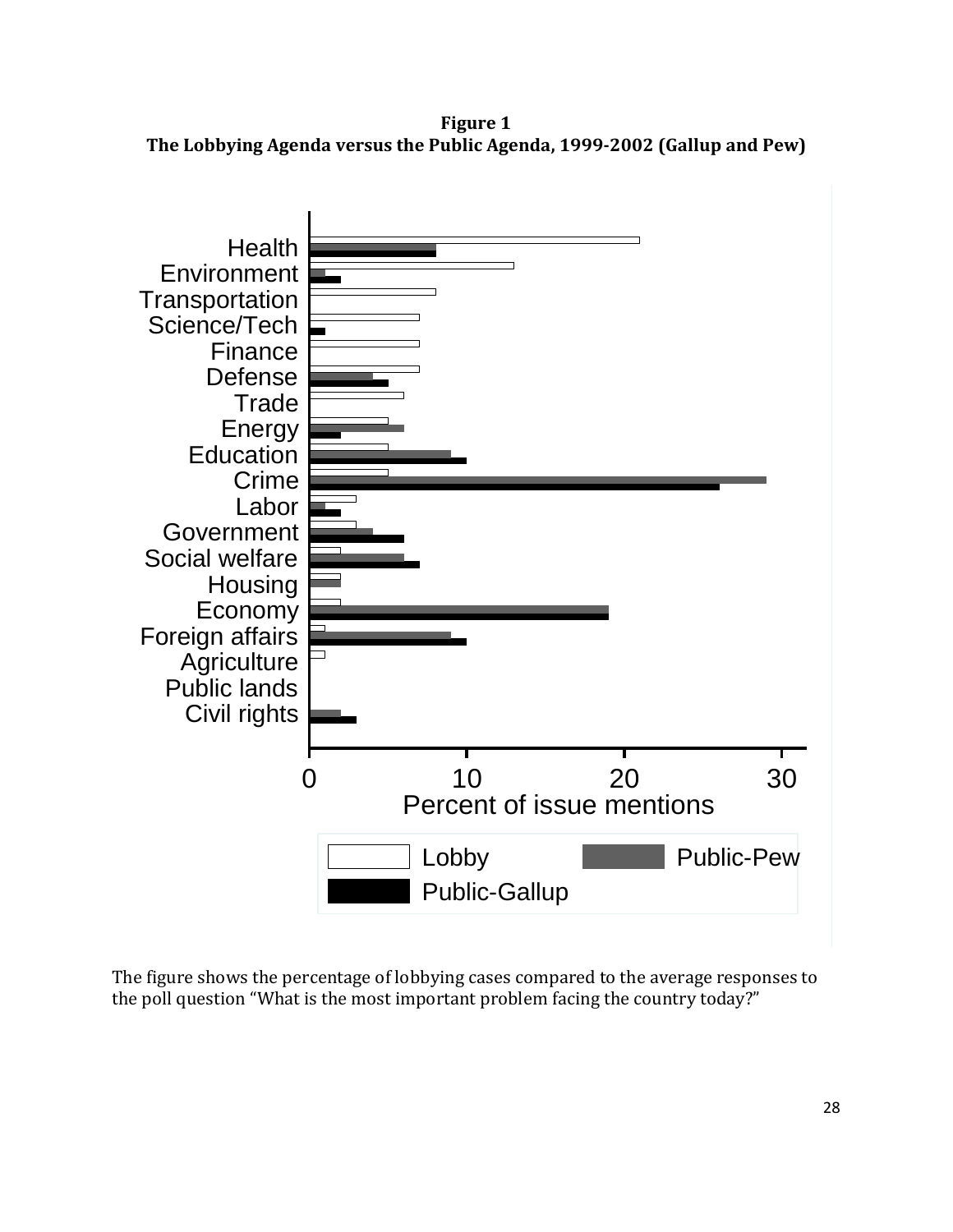**Figure 1**
**The Lobbying Agenda versus the Public Agenda, 1999-2002 (Gallup and Pew)**

Health
Environment
Transportation
Science/Tech
Finance
Defense
Trade
Energy
Education
Crime
Labor
Government
Social welfare
Housing
Economy
Foreign affairs
Agriculture
Public lands
Civil rights

0 10 20 30
Percent of issue mentions

Lobby
Public-Pew
Public-Gallup

The figure shows the percentage of lobbying cases compared to the average responses to the poll question "What is the most important problem facing the country today?"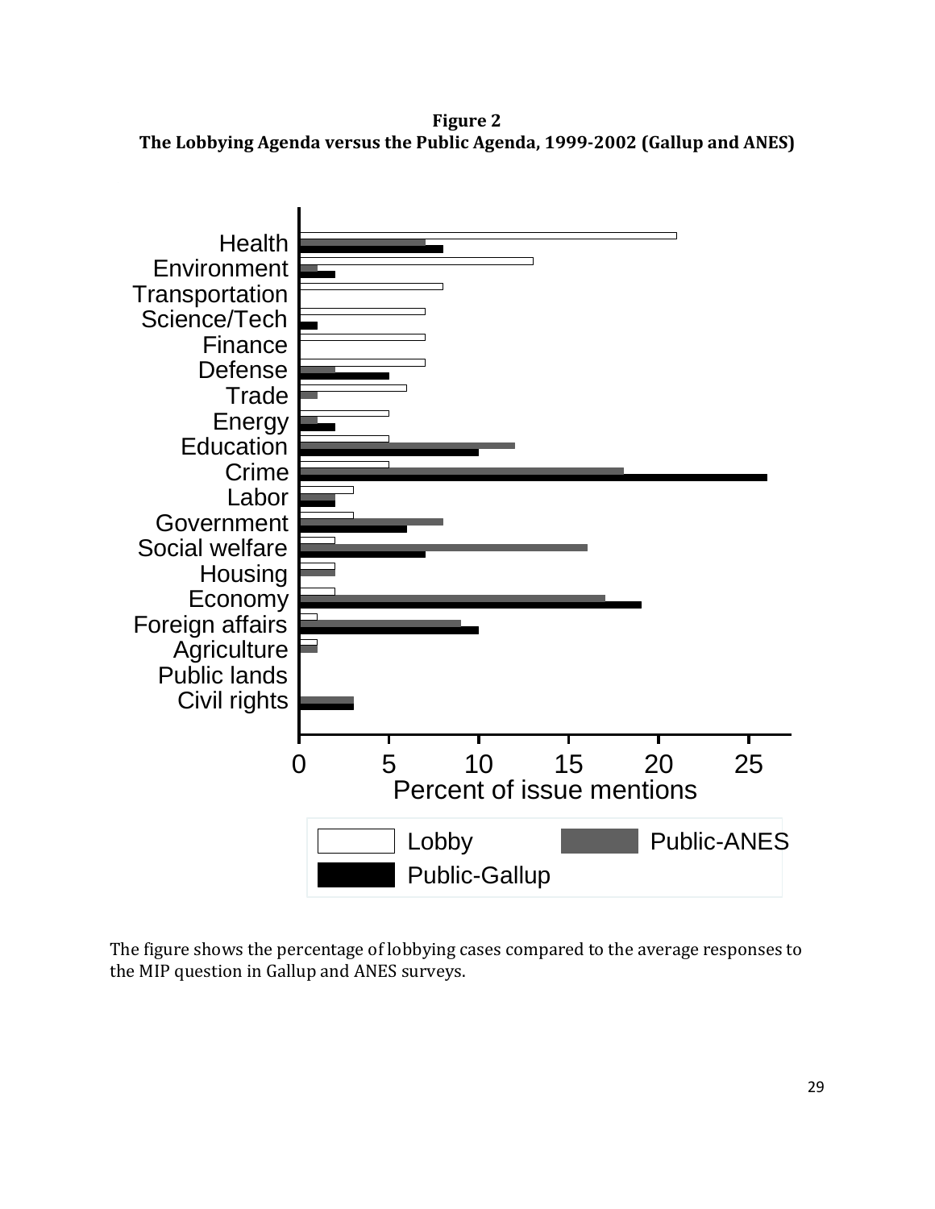**Figure 2**
**The Lobbying Agenda versus the Public Agenda, 1999-2002 (Gallup and ANES)**

Health
Environment
Transportation
Science/Tech
Finance
Defense
Trade
Energy
Education
Crime
Labor
Government
Social welfare
Housing
Economy
Foreign affairs
Agriculture
Public lands
Civil rights

0 5 10 15 20 25
Percent of issue mentions

Lobby
Public-ANES
Public-Gallup

The figure shows the percentage of lobbying cases compared to the average responses to the MIP question in Gallup and ANES surveys.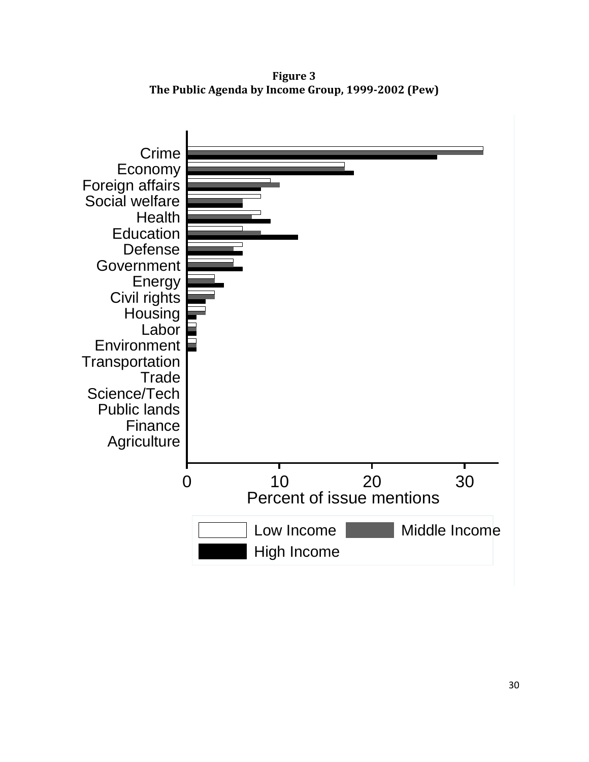**Figure 3**
**The Public Agenda by Income Group, 1999-2002 (Pew)**

Crime
Economy
Foreign affairs
Social welfare
Health
Education
Defense
Government
Energy
Civil rights
Housing
Labor
Environment
Transportation
Trade
Science/Tech
Public lands
Finance
Agriculture

0
10
20
30

Percent of issue mentions

Low Income
Middle Income
High Income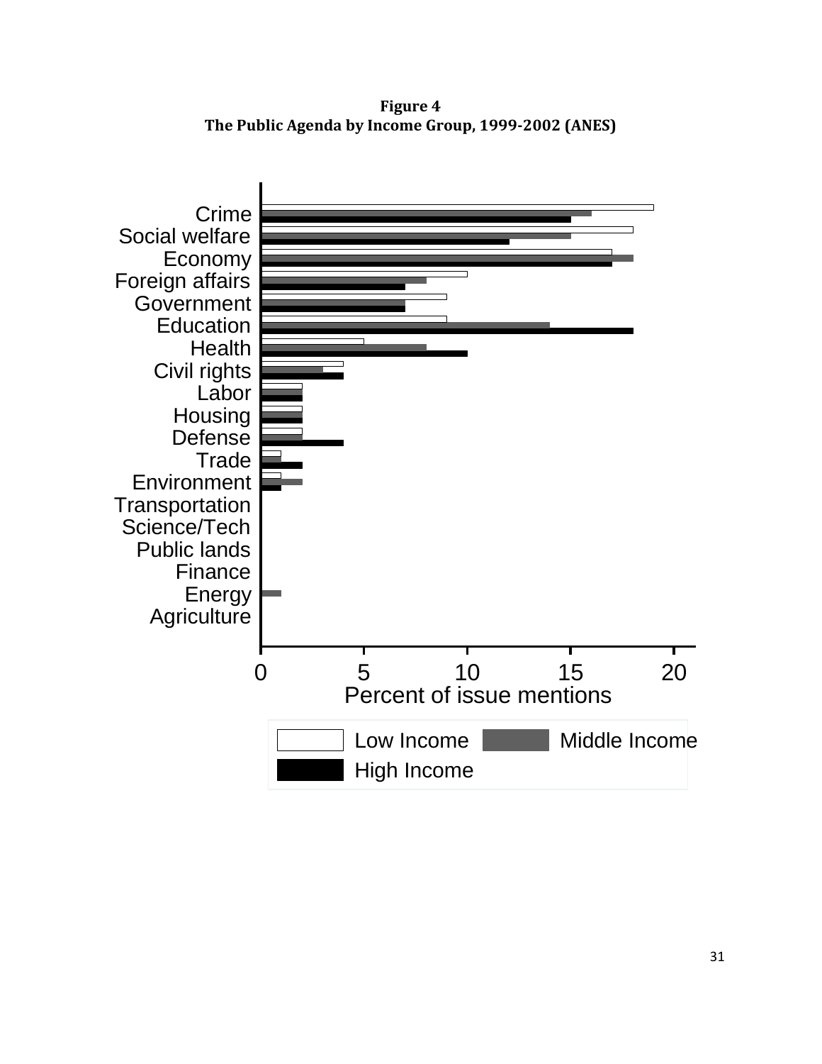**Figure 4**
**The Public Agenda by Income Group, 1999-2002 (ANES)**

Crime
Social welfare
Economy
Foreign affairs
Government
Education
Health
Civil rights
Labor
Housing
Defense
Trade
Environment
Transportation
Science/Tech
Public lands
Finance
Energy
Agriculture

0 5 10 15 20

Percent of issue mentions

Low Income
Middle Income
High Income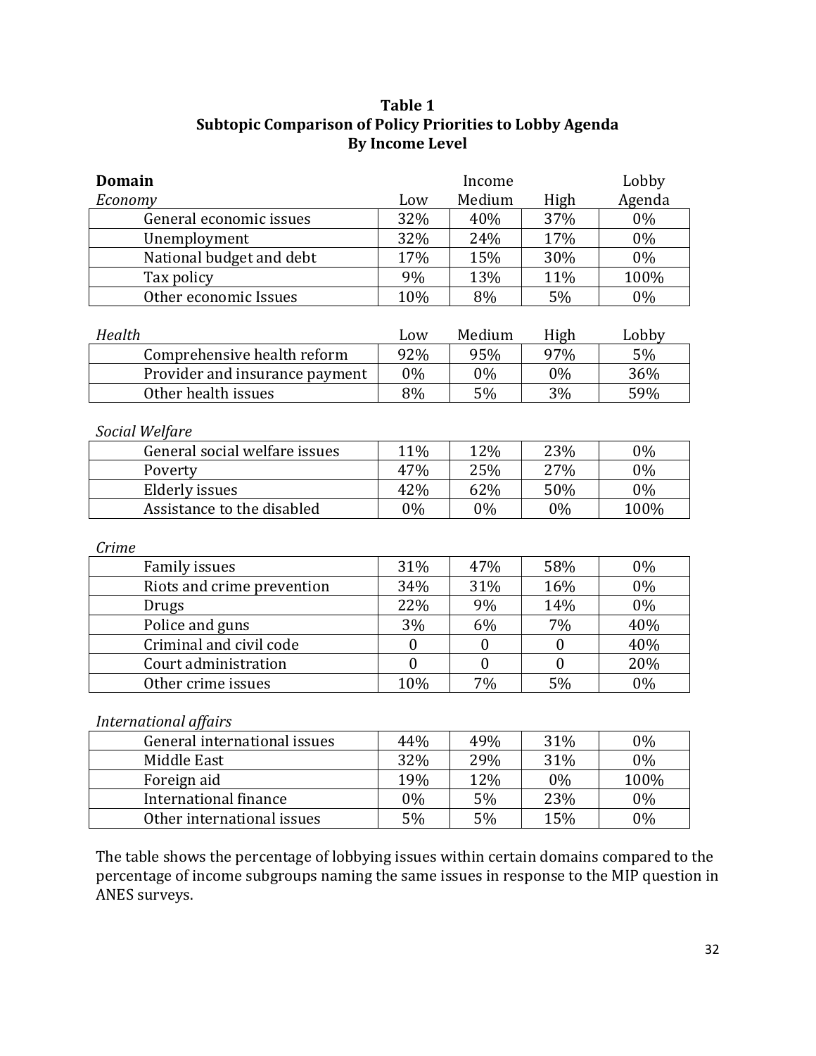**Table 1**
**Subtopic Comparison of Policy Priorities to Lobby Agenda**
**By Income Level**

| **Domain** | | Income | | Lobby |
|---|---|---|---|---|
| *Economy* | Low | Medium | High | Agenda |
| General economic issues | 32% | 40% | 37% | 0% |
| Unemployment | 32% | 24% | 17% | 0% |
| National budget and debt | 17% | 15% | 30% | 0% |
| Tax policy | 9% | 13% | 11% | 100% |
| Other economic Issues | 10% | 8% | 5% | 0% |
| *Health* | Low | Medium | High | Lobby |
| Comprehensive health reform | 92% | 95% | 97% | 5% |
| Provider and insurance payment | 0% | 0% | 0% | 36% |
| Other health issues | 8% | 5% | 3% | 59% |
| *Social Welfare* | | | | |
| General social welfare issues | 11% | 12% | 23% | 0% |
| Poverty | 47% | 25% | 27% | 0% |
| Elderly issues | 42% | 62% | 50% | 0% |
| Assistance to the disabled | 0% | 0% | 0% | 100% |
| *Crime* | | | | |
| Family issues | 31% | 47% | 58% | 0% |
| Riots and crime prevention | 34% | 31% | 16% | 0% |
| Drugs | 22% | 9% | 14% | 0% |
| Police and guns | 3% | 6% | 7% | 40% |
| Criminal and civil code | 0 | 0 | 0 | 40% |
| Court administration | 0 | 0 | 0 | 20% |
| Other crime issues | 10% | 7% | 5% | 0% |
| *International affairs* | | | | |
| General international issues | 44% | 49% | 31% | 0% |
| Middle East | 32% | 29% | 31% | 0% |
| Foreign aid | 19% | 12% | 0% | 100% |
| International finance | 0% | 5% | 23% | 0% |
| Other international issues | 5% | 5% | 15% | 0% |

The table shows the percentage of lobbying issues within certain domains compared to the percentage of income subgroups naming the same issues in response to the MIP question in ANES surveys.